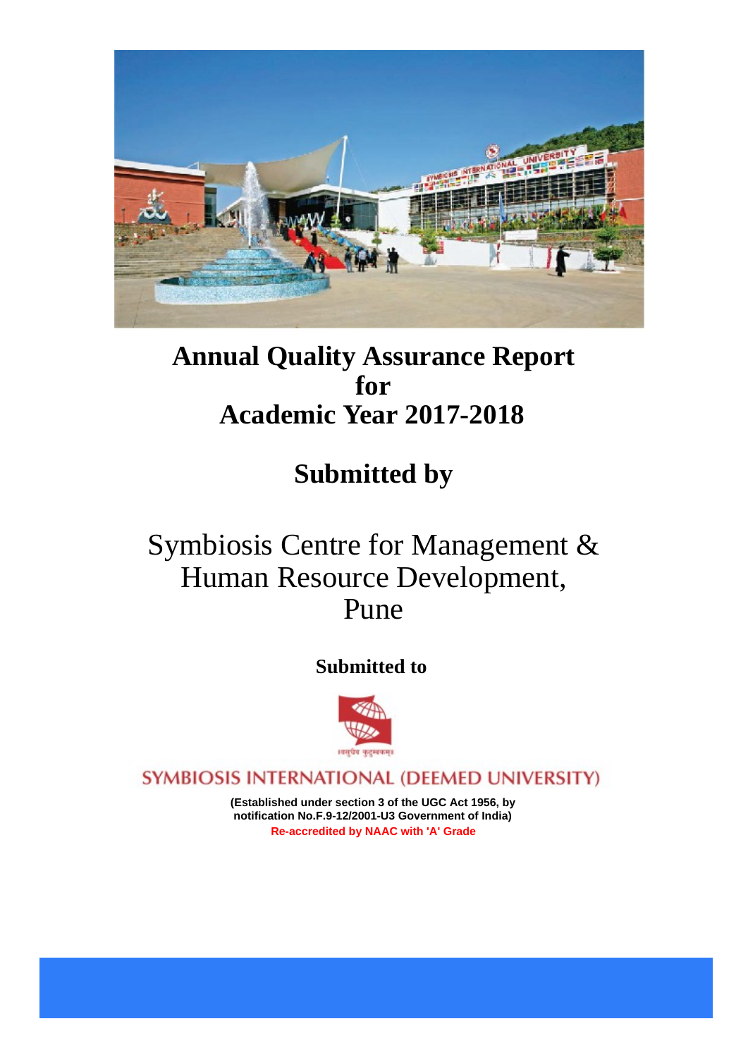# Annual Quality Assurance Report for Academic Year 2017-2018

## Submitted by

Symbiosis Centre for Management & Human Resource Development, Pune

**Submitted to**

वसुधैव कुटुम्बकम्

SYMBIOSIS INTERNATIONAL (DEEMED UNIVERSITY)

**(Established under section 3 of the UGC Act 1956, by notification No.F.9-12/2001-U3 Government of India)**

**Re-accredited by NAAC with 'A' Grade**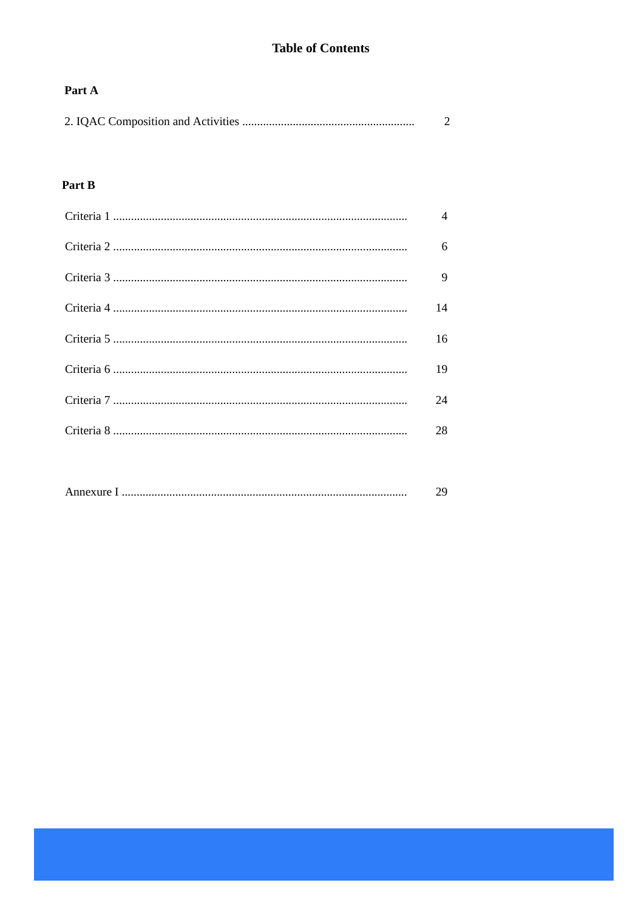# Table of Contents

**Part A**

| | |
|---|---|
| 2. IQAC Composition and Activities | 2 |

**Part B**

| | |
|---|---|
| Criteria 1 | 4 |
| Criteria 2 | 6 |
| Criteria 3 | 9 |
| Criteria 4 | 14 |
| Criteria 5 | 16 |
| Criteria 6 | 19 |
| Criteria 7 | 24 |
| Criteria 8 | 28 |
| Annexure I | 29 |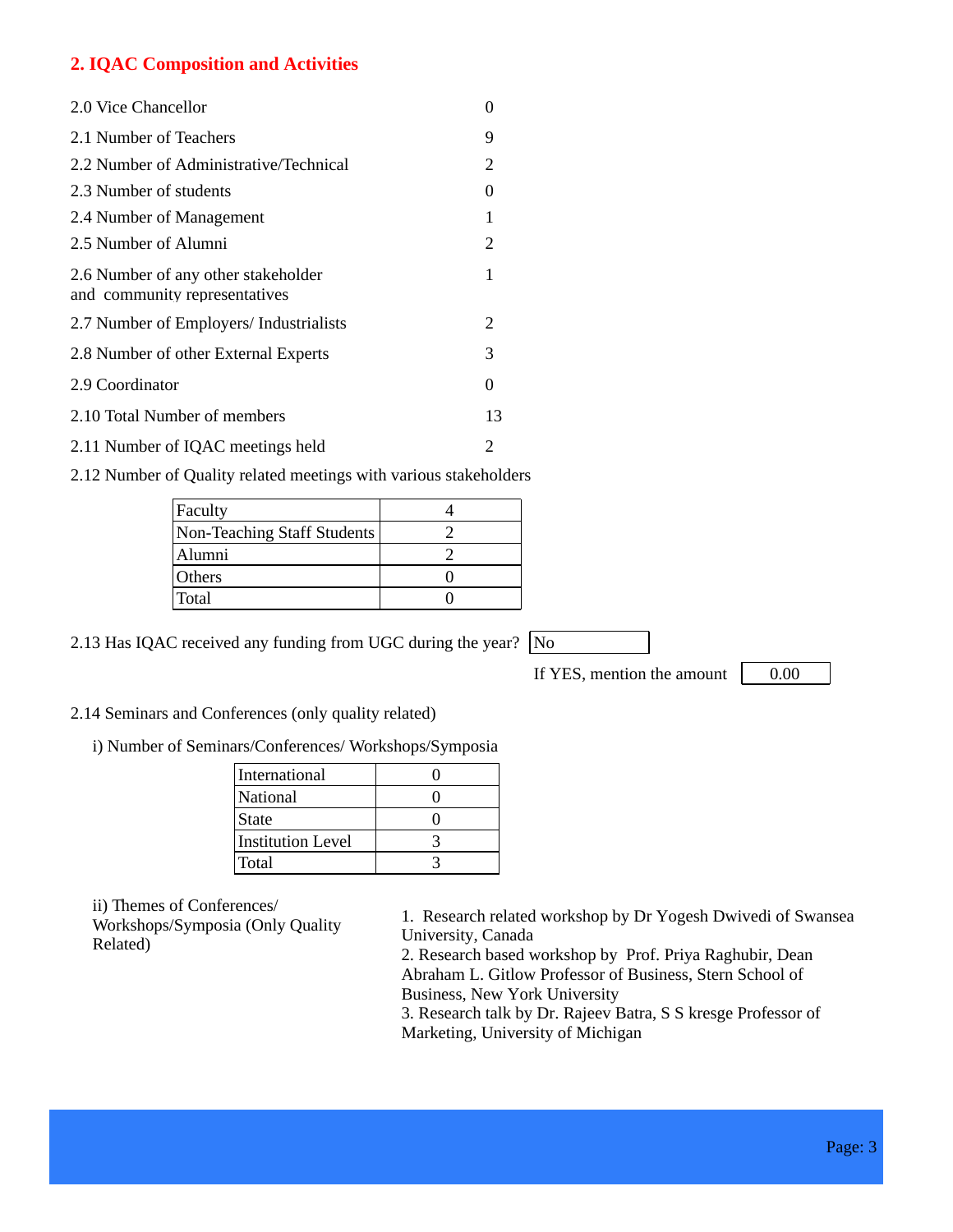## 2. IQAC Composition and Activities

| | |
|---|---|
| 2.0 Vice Chancellor | 0 |
| 2.1 Number of Teachers | 9 |
| 2.2 Number of Administrative/Technical | 2 |
| 2.3 Number of students | 0 |
| 2.4 Number of Management | 1 |
| 2.5 Number of Alumni | 2 |
| 2.6 Number of any other stakeholder and community representatives | 1 |
| 2.7 Number of Employers/ Industrialists | 2 |
| 2.8 Number of other External Experts | 3 |
| 2.9 Coordinator | 0 |
| 2.10 Total Number of members | 13 |
| 2.11 Number of IQAC meetings held | 2 |

2.12 Number of Quality related meetings with various stakeholders

| | |
|---|---|
| Faculty | 4 |
| Non-Teaching Staff Students | 2 |
| Alumni | 2 |
| Others | 0 |
| Total | 0 |

2.13 Has IQAC received any funding from UGC during the year? No

If YES, mention the amount 0.00

2.14 Seminars and Conferences (only quality related)

i) Number of Seminars/Conferences/ Workshops/Symposia

| | |
|---|---|
| International | 0 |
| National | 0 |
| State | 0 |
| Institution Level | 3 |
| Total | 3 |

ii) Themes of Conferences/ Workshops/Symposia (Only Quality Related)

1. Research related workshop by Dr Yogesh Dwivedi of Swansea University, Canada
2. Research based workshop by Prof. Priya Raghubir, Dean Abraham L. Gitlow Professor of Business, Stern School of Business, New York University
3. Research talk by Dr. Rajeev Batra, S S kresge Professor of Marketing, University of Michigan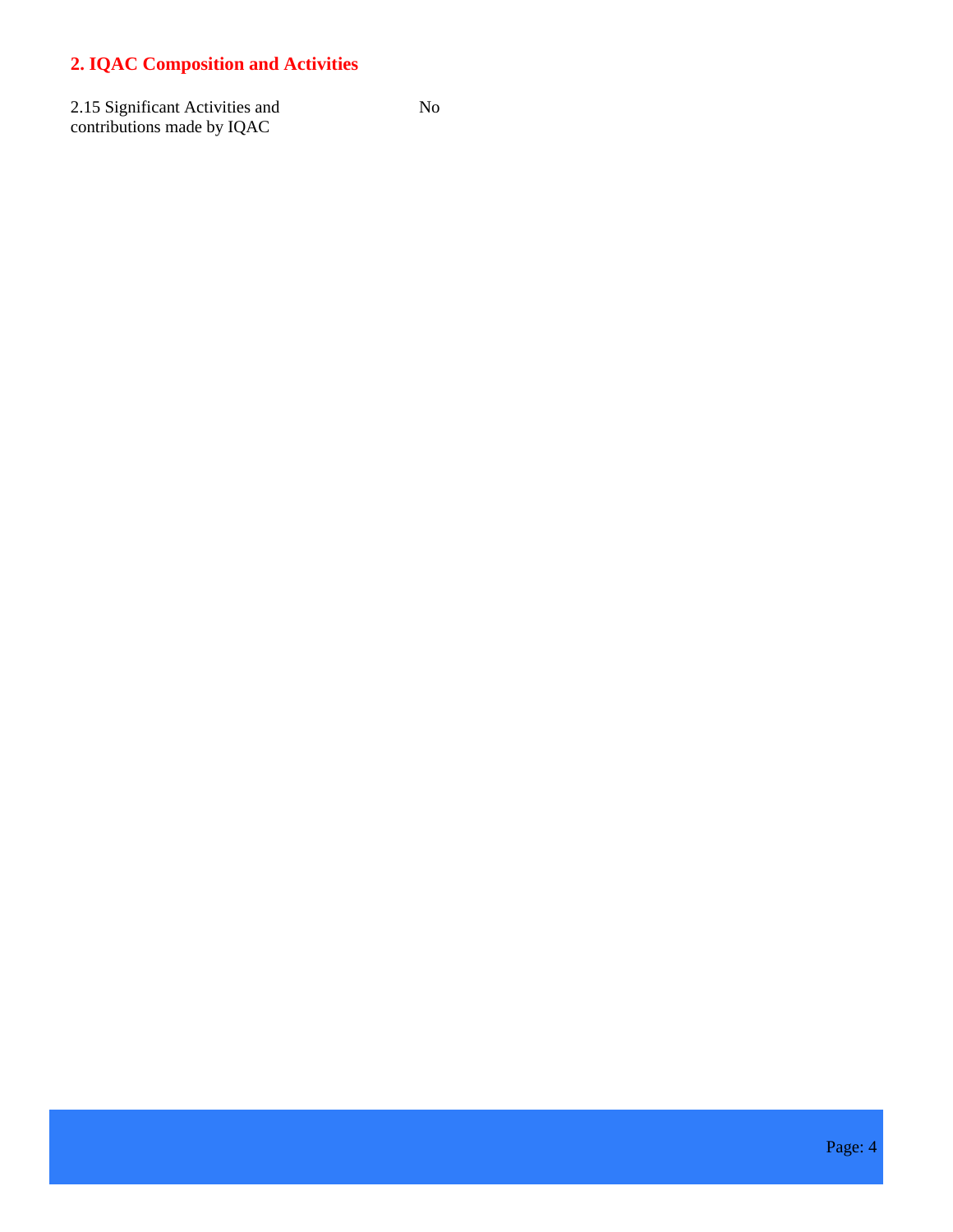## 2. IQAC Composition and Activities

| 2.15 Significant Activities and contributions made by IQAC | No |
|---|---|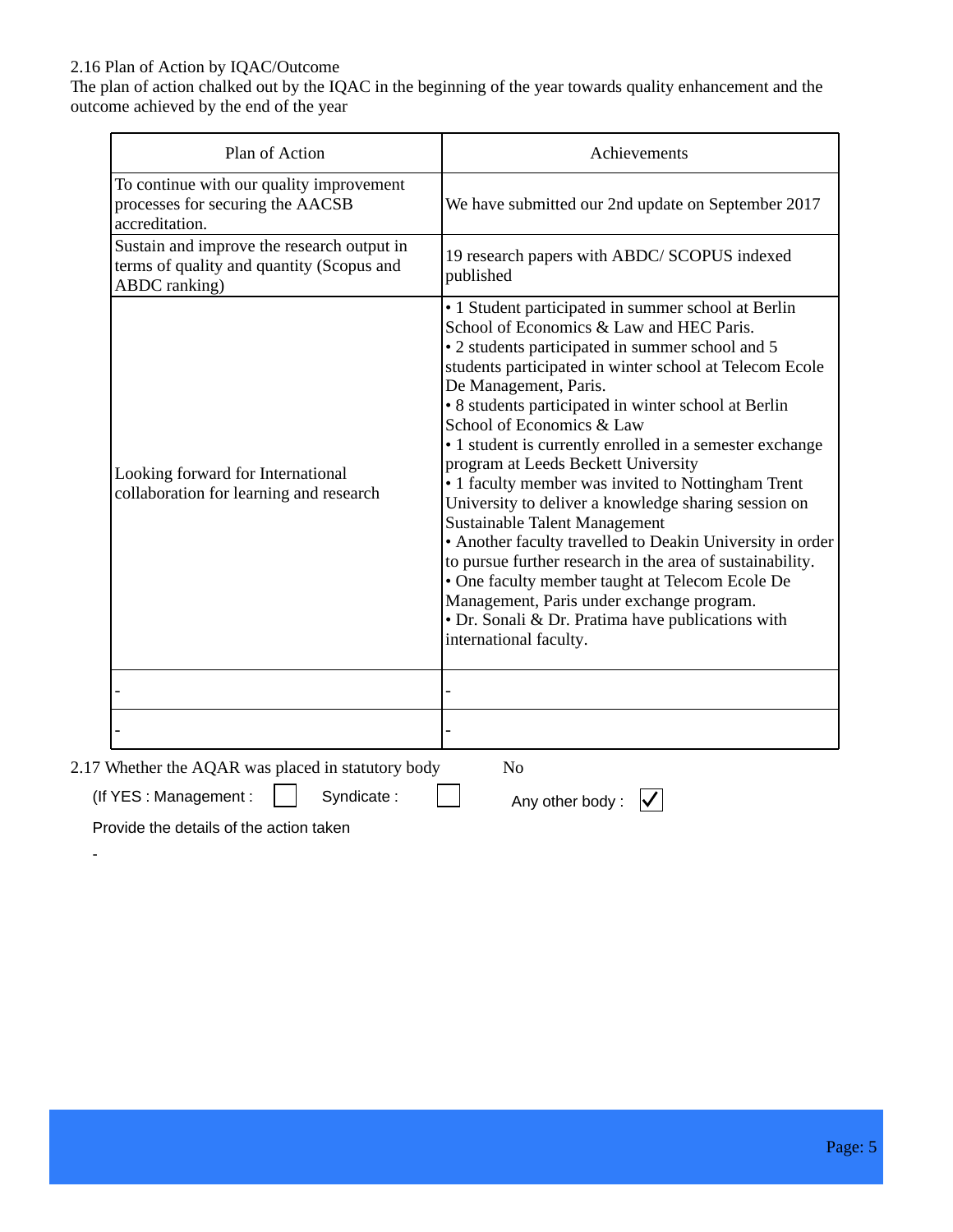2.16 Plan of Action by IQAC/Outcome

The plan of action chalked out by the IQAC in the beginning of the year towards quality enhancement and the outcome achieved by the end of the year

| Plan of Action | Achievements |
|---|---|
| To continue with our quality improvement processes for securing the AACSB accreditation. | We have submitted our 2nd update on September 2017 |
| Sustain and improve the research output in terms of quality and quantity (Scopus and ABDC ranking) | 19 research papers with ABDC/ SCOPUS indexed published |
| Looking forward for International collaboration for learning and research | • 1 Student participated in summer school at Berlin School of Economics & Law and HEC Paris.<br>• 2 students participated in summer school and 5 students participated in winter school at Telecom Ecole De Management, Paris.<br>• 8 students participated in winter school at Berlin School of Economics & Law<br>• 1 student is currently enrolled in a semester exchange program at Leeds Beckett University<br>• 1 faculty member was invited to Nottingham Trent University to deliver a knowledge sharing session on Sustainable Talent Management<br>• Another faculty travelled to Deakin University in order to pursue further research in the area of sustainability.<br>• One faculty member taught at Telecom Ecole De Management, Paris under exchange program.<br>• Dr. Sonali & Dr. Pratima have publications with international faculty. |
| - | - |
| - | - |

2.17 Whether the AQAR was placed in statutory body No

(If YES : Management : ☐ Syndicate : ☐ Any other body : ☑

Provide the details of the action taken

-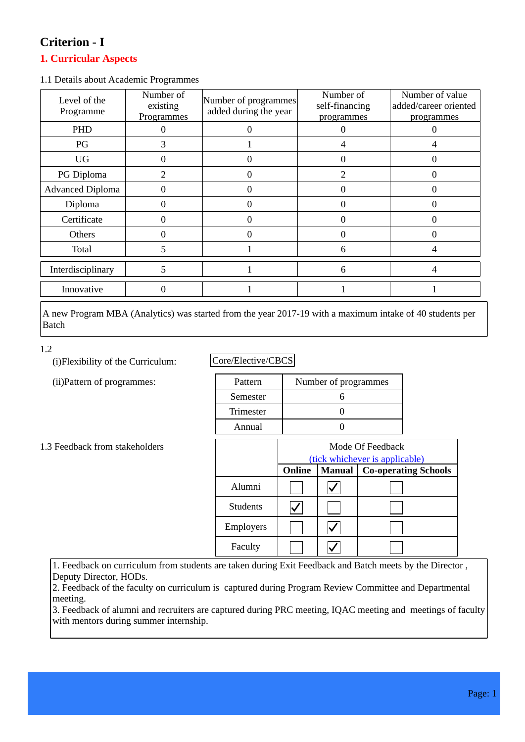# Criterion - I

## 1. Curricular Aspects

1.1 Details about Academic Programmes

| Level of the Programme | Number of existing Programmes | Number of programmes added during the year | Number of self-financing programmes | Number of value added/career oriented programmes |
|---|---|---|---|---|
| PHD | 0 | 0 | 0 | 0 |
| PG | 3 | 1 | 4 | 4 |
| UG | 0 | 0 | 0 | 0 |
| PG Diploma | 2 | 0 | 2 | 0 |
| Advanced Diploma | 0 | 0 | 0 | 0 |
| Diploma | 0 | 0 | 0 | 0 |
| Certificate | 0 | 0 | 0 | 0 |
| Others | 0 | 0 | 0 | 0 |
| Total | 5 | 1 | 6 | 4 |
| Interdisciplinary | 5 | 1 | 6 | 4 |
| Innovative | 0 | 1 | 1 | 1 |

A new Program MBA (Analytics) was started from the year 2017-19 with a maximum intake of 40 students per Batch

1.2

(i)Flexibility of the Curriculum: Core/Elective/CBCS

(ii)Pattern of programmes:

| Pattern | Number of programmes |
|---|---|
| Semester | 6 |
| Trimester | 0 |
| Annual | 0 |

1.3 Feedback from stakeholders

| | Mode Of Feedback (tick whichever is applicable) | | |
|---|---|---|---|
| | **Online** | **Manual** | **Co-operating Schools** |
| Alumni | ☐ | ☑ | ☐ |
| Students | ☑ | ☐ | ☐ |
| Employers | ☐ | ☑ | ☐ |
| Faculty | ☐ | ☑ | ☐ |

1. Feedback on curriculum from students are taken during Exit Feedback and Batch meets by the Director , Deputy Director, HODs.
2. Feedback of the faculty on curriculum is captured during Program Review Committee and Departmental meeting.
3. Feedback of alumni and recruiters are captured during PRC meeting, IQAC meeting and meetings of faculty with mentors during summer internship.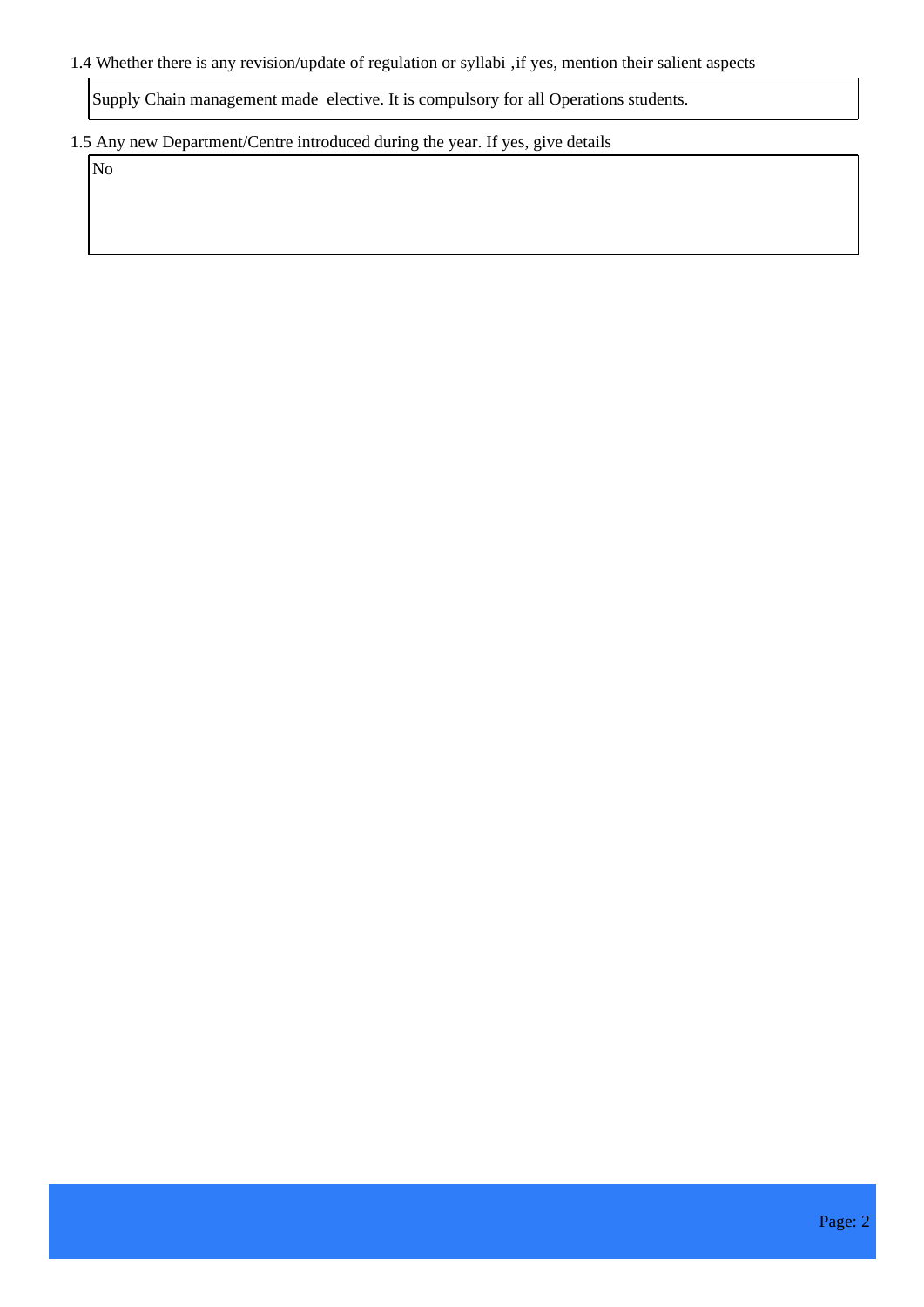1.4 Whether there is any revision/update of regulation or syllabi ,if yes, mention their salient aspects

Supply Chain management made elective. It is compulsory for all Operations students.

1.5 Any new Department/Centre introduced during the year. If yes, give details

No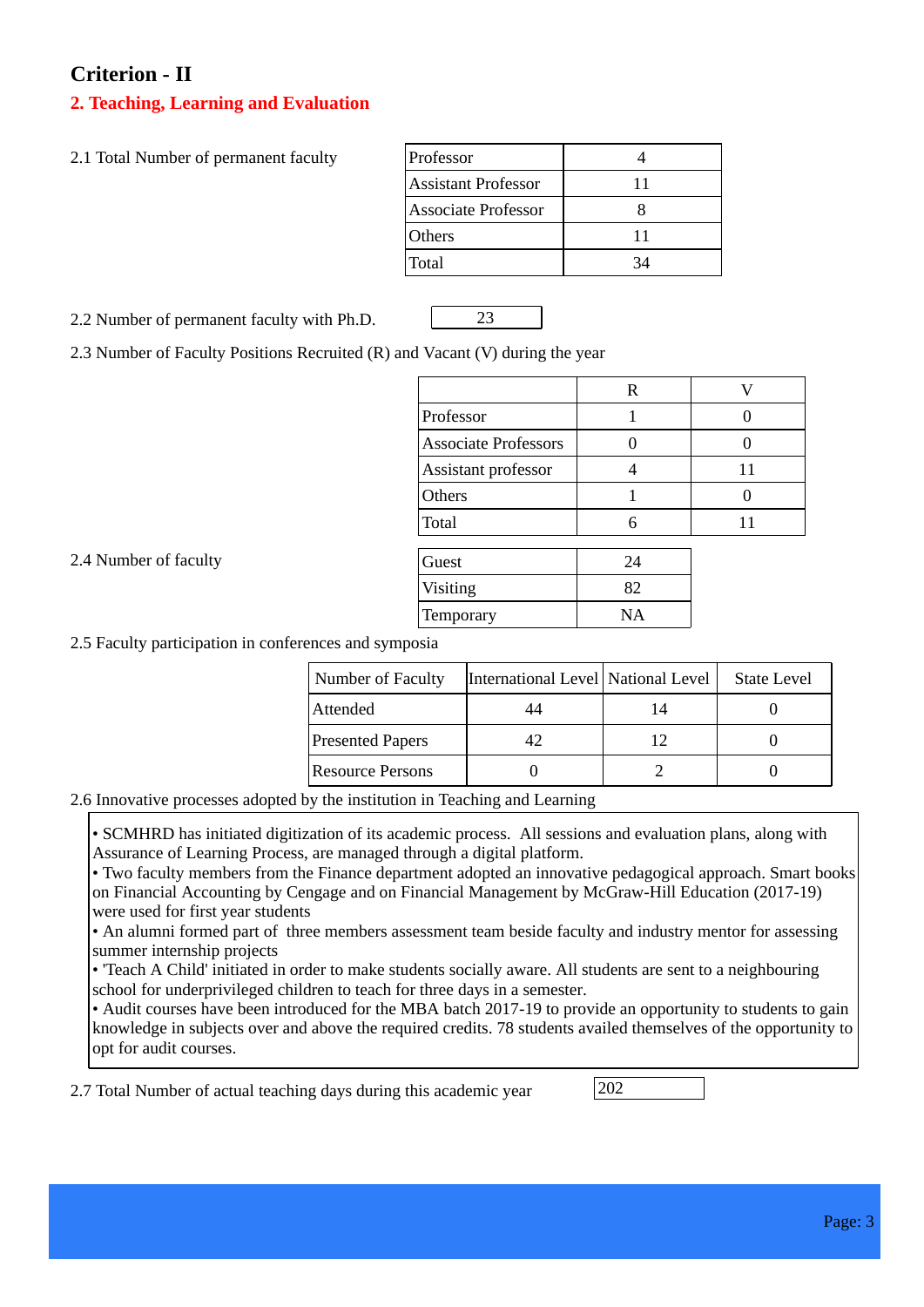# Criterion - II

## 2. Teaching, Learning and Evaluation

2.1 Total Number of permanent faculty

| | |
|---|---|
| Professor | 4 |
| Assistant Professor | 11 |
| Associate Professor | 8 |
| Others | 11 |
| Total | 34 |

2.2 Number of permanent faculty with Ph.D.: 23

2.3 Number of Faculty Positions Recruited (R) and Vacant (V) during the year

| | R | V |
|---|---|---|
| Professor | 1 | 0 |
| Associate Professors | 0 | 0 |
| Assistant professor | 4 | 11 |
| Others | 1 | 0 |
| Total | 6 | 11 |

2.4 Number of faculty

| | |
|---|---|
| Guest | 24 |
| Visiting | 82 |
| Temporary | NA |

2.5 Faculty participation in conferences and symposia

| Number of Faculty | International Level | National Level | State Level |
|---|---|---|---|
| Attended | 44 | 14 | 0 |
| Presented Papers | 42 | 12 | 0 |
| Resource Persons | 0 | 2 | 0 |

2.6 Innovative processes adopted by the institution in Teaching and Learning

- SCMHRD has initiated digitization of its academic process. All sessions and evaluation plans, along with Assurance of Learning Process, are managed through a digital platform.
- Two faculty members from the Finance department adopted an innovative pedagogical approach. Smart books on Financial Accounting by Cengage and on Financial Management by McGraw-Hill Education (2017-19) were used for first year students
- An alumni formed part of three members assessment team beside faculty and industry mentor for assessing summer internship projects
- 'Teach A Child' initiated in order to make students socially aware. All students are sent to a neighbouring school for underprivileged children to teach for three days in a semester.
- Audit courses have been introduced for the MBA batch 2017-19 to provide an opportunity to students to gain knowledge in subjects over and above the required credits. 78 students availed themselves of the opportunity to opt for audit courses.

2.7 Total Number of actual teaching days during this academic year: 202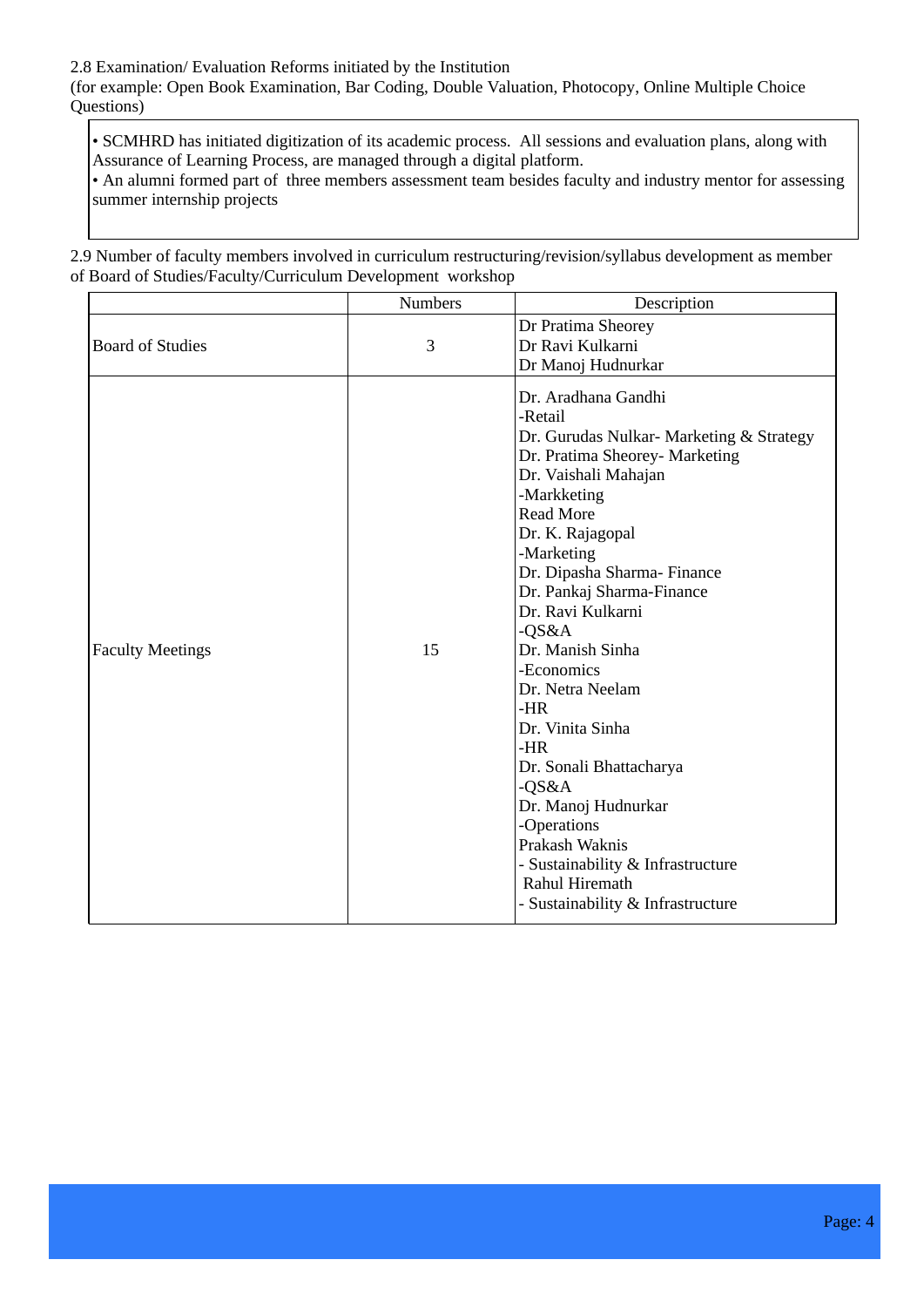2.8 Examination/ Evaluation Reforms initiated by the Institution
(for example: Open Book Examination, Bar Coding, Double Valuation, Photocopy, Online Multiple Choice Questions)

| • SCMHRD has initiated digitization of its academic process. All sessions and evaluation plans, along with Assurance of Learning Process, are managed through a digital platform.<br>• An alumni formed part of three members assessment team besides faculty and industry mentor for assessing summer internship projects |
|---|

2.9 Number of faculty members involved in curriculum restructuring/revision/syllabus development as member of Board of Studies/Faculty/Curriculum Development workshop

| | Numbers | Description |
|---|---|---|
| Board of Studies | 3 | Dr Pratima Sheorey<br>Dr Ravi Kulkarni<br>Dr Manoj Hudnurkar |
| Faculty Meetings | 15 | Dr. Aradhana Gandhi<br>-Retail<br>Dr. Gurudas Nulkar- Marketing & Strategy<br>Dr. Pratima Sheorey- Marketing<br>Dr. Vaishali Mahajan<br>-Markketing<br>Read More<br>Dr. K. Rajagopal<br>-Marketing<br>Dr. Dipasha Sharma- Finance<br>Dr. Pankaj Sharma-Finance<br>Dr. Ravi Kulkarni<br>-QS&A<br>Dr. Manish Sinha<br>-Economics<br>Dr. Netra Neelam<br>-HR<br>Dr. Vinita Sinha<br>-HR<br>Dr. Sonali Bhattacharya<br>-QS&A<br>Dr. Manoj Hudnurkar<br>-Operations<br>Prakash Waknis<br>- Sustainability & Infrastructure<br>Rahul Hiremath<br>- Sustainability & Infrastructure |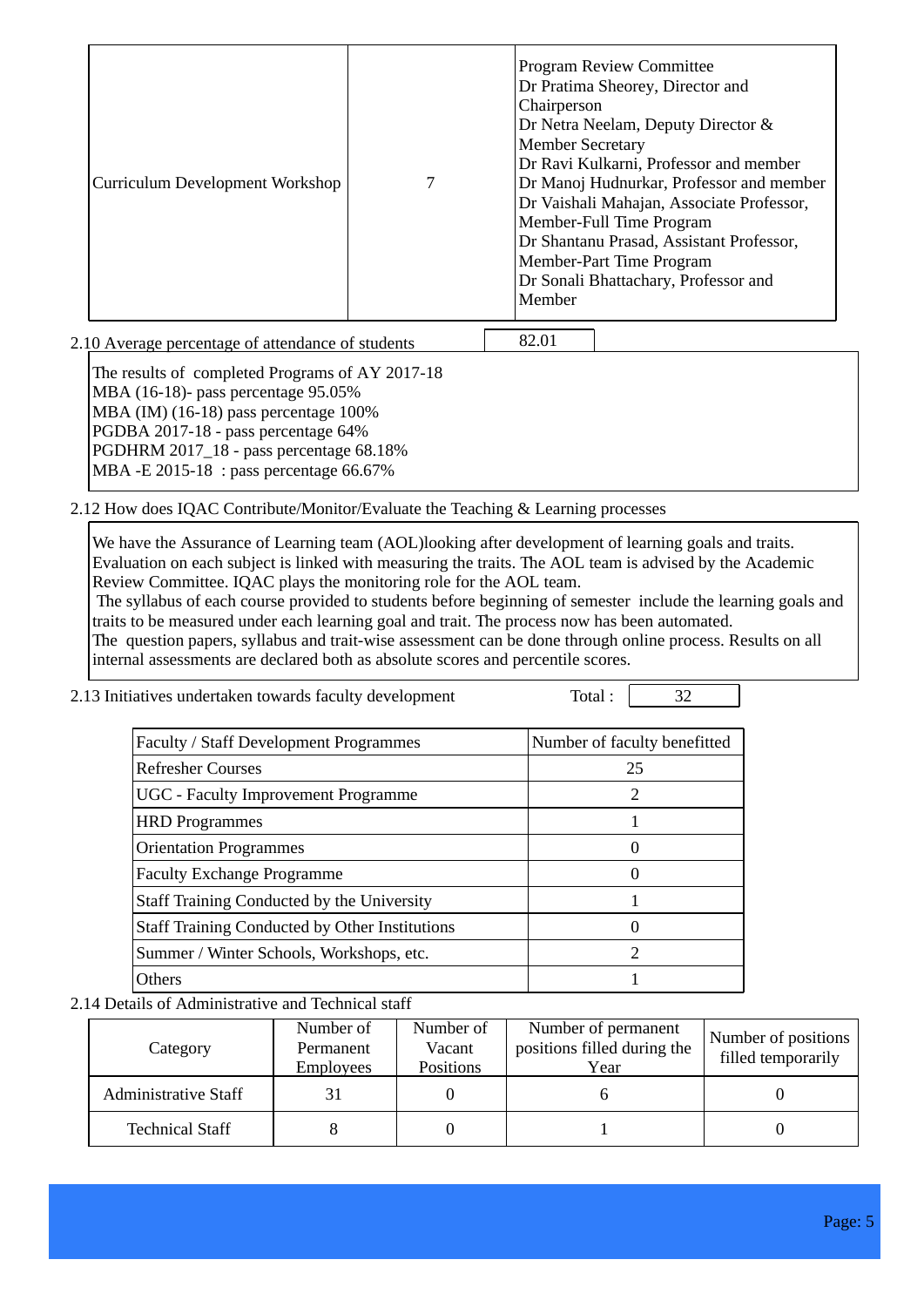| Curriculum Development Workshop | 7 | Program Review Committee<br>Dr Pratima Sheorey, Director and Chairperson<br>Dr Netra Neelam, Deputy Director & Member Secretary<br>Dr Ravi Kulkarni, Professor and member<br>Dr Manoj Hudnurkar, Professor and member<br>Dr Vaishali Mahajan, Associate Professor, Member-Full Time Program<br>Dr Shantanu Prasad, Assistant Professor, Member-Part Time Program<br>Dr Sonali Bhattachary, Professor and Member |
|---|---|---|

2.10 Average percentage of attendance of students: 82.01

The results of completed Programs of AY 2017-18
MBA (16-18)- pass percentage 95.05%
MBA (IM) (16-18) pass percentage 100%
PGDBA 2017-18 - pass percentage 64%
PGDHRM 2017_18 - pass percentage 68.18%
MBA -E 2015-18 : pass percentage 66.67%

2.12 How does IQAC Contribute/Monitor/Evaluate the Teaching & Learning processes

We have the Assurance of Learning team (AOL)looking after development of learning goals and traits. Evaluation on each subject is linked with measuring the traits. The AOL team is advised by the Academic Review Committee. IQAC plays the monitoring role for the AOL team.
The syllabus of each course provided to students before beginning of semester include the learning goals and traits to be measured under each learning goal and trait. The process now has been automated.
The question papers, syllabus and trait-wise assessment can be done through online process. Results on all internal assessments are declared both as absolute scores and percentile scores.

2.13 Initiatives undertaken towards faculty development Total : 32

| Faculty / Staff Development Programmes | Number of faculty benefitted |
|---|---|
| Refresher Courses | 25 |
| UGC - Faculty Improvement Programme | 2 |
| HRD Programmes | 1 |
| Orientation Programmes | 0 |
| Faculty Exchange Programme | 0 |
| Staff Training Conducted by the University | 1 |
| Staff Training Conducted by Other Institutions | 0 |
| Summer / Winter Schools, Workshops, etc. | 2 |
| Others | 1 |

2.14 Details of Administrative and Technical staff

| Category | Number of Permanent Employees | Number of Vacant Positions | Number of permanent positions filled during the Year | Number of positions filled temporarily |
|---|---|---|---|---|
| Administrative Staff | 31 | 0 | 6 | 0 |
| Technical Staff | 8 | 0 | 1 | 0 |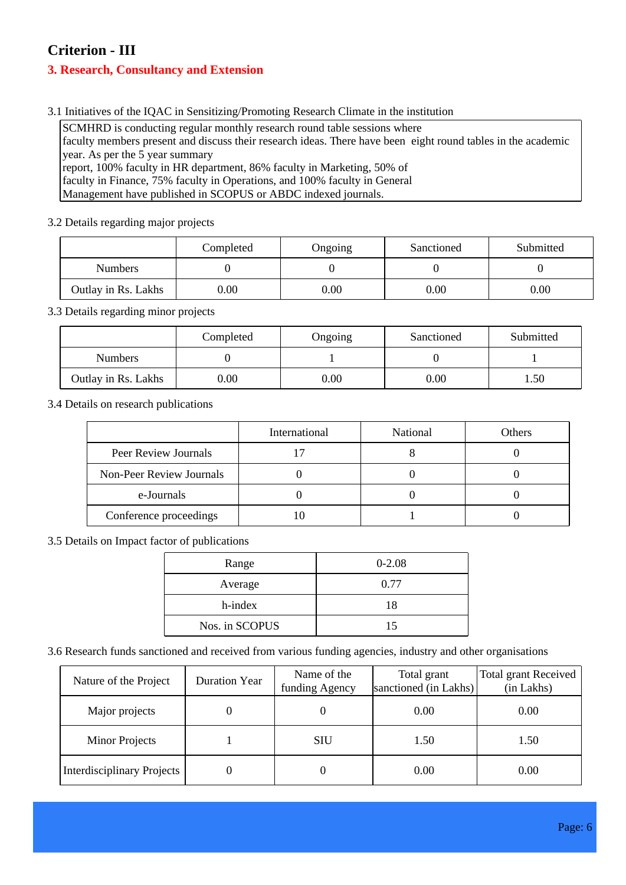## Criterion - III

### 3. Research, Consultancy and Extension

3.1 Initiatives of the IQAC in Sensitizing/Promoting Research Climate in the institution

SCMHRD is conducting regular monthly research round table sessions where faculty members present and discuss their research ideas. There have been eight round tables in the academic year. As per the 5 year summary report, 100% faculty in HR department, 86% faculty in Marketing, 50% of faculty in Finance, 75% faculty in Operations, and 100% faculty in General Management have published in SCOPUS or ABDC indexed journals.

3.2 Details regarding major projects

| | Completed | Ongoing | Sanctioned | Submitted |
|---|---|---|---|---|
| Numbers | 0 | 0 | 0 | 0 |
| Outlay in Rs. Lakhs | 0.00 | 0.00 | 0.00 | 0.00 |

3.3 Details regarding minor projects

| | Completed | Ongoing | Sanctioned | Submitted |
|---|---|---|---|---|
| Numbers | 0 | 1 | 0 | 1 |
| Outlay in Rs. Lakhs | 0.00 | 0.00 | 0.00 | 1.50 |

3.4 Details on research publications

| | International | National | Others |
|---|---|---|---|
| Peer Review Journals | 17 | 8 | 0 |
| Non-Peer Review Journals | 0 | 0 | 0 |
| e-Journals | 0 | 0 | 0 |
| Conference proceedings | 10 | 1 | 0 |

3.5 Details on Impact factor of publications

| Range | 0-2.08 |
|---|---|
| Average | 0.77 |
| h-index | 18 |
| Nos. in SCOPUS | 15 |

3.6 Research funds sanctioned and received from various funding agencies, industry and other organisations

| Nature of the Project | Duration Year | Name of the funding Agency | Total grant sanctioned (in Lakhs) | Total grant Received (in Lakhs) |
|---|---|---|---|---|
| Major projects | 0 | 0 | 0.00 | 0.00 |
| Minor Projects | 1 | SIU | 1.50 | 1.50 |
| Interdisciplinary Projects | 0 | 0 | 0.00 | 0.00 |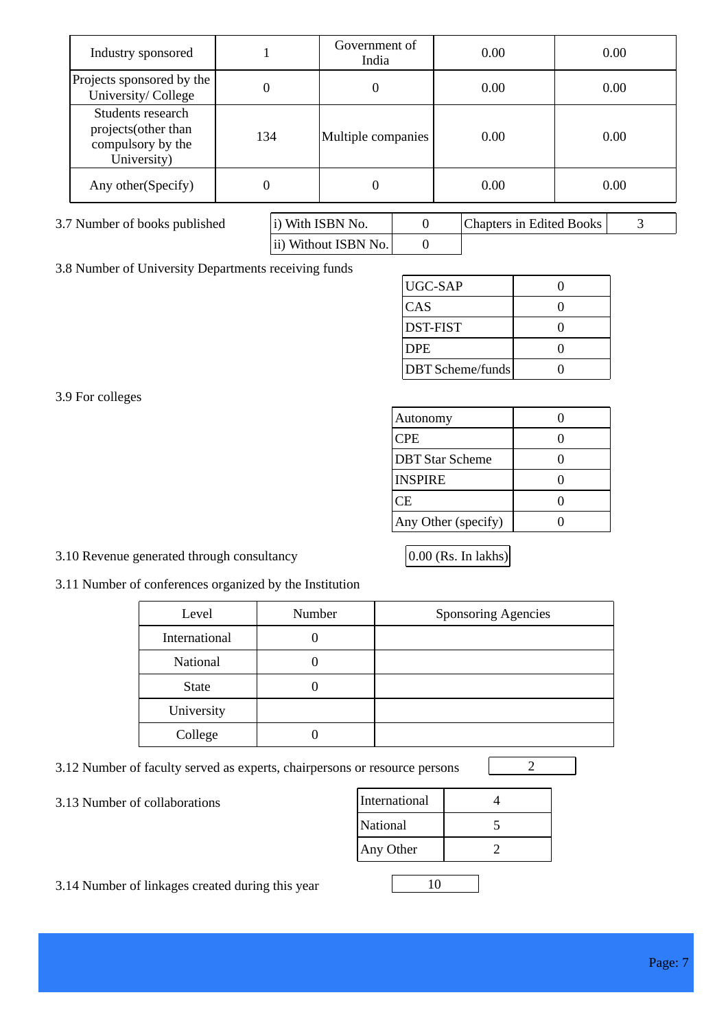| Industry sponsored | 1 | Government of India | 0.00 | 0.00 |
|---|---|---|---|---|
| Projects sponsored by the University/ College | 0 | 0 | 0.00 | 0.00 |
| Students research projects(other than compulsory by the University) | 134 | Multiple companies | 0.00 | 0.00 |
| Any other(Specify) | 0 | 0 | 0.00 | 0.00 |

3.7 Number of books published

| i) With ISBN No. | 0 | Chapters in Edited Books | 3 |
|---|---|---|---|
| ii) Without ISBN No. | 0 | | |

3.8 Number of University Departments receiving funds

| UGC-SAP | 0 |
|---|---|
| CAS | 0 |
| DST-FIST | 0 |
| DPE | 0 |
| DBT Scheme/funds | 0 |

3.9 For colleges

| Autonomy | 0 |
|---|---|
| CPE | 0 |
| DBT Star Scheme | 0 |
| INSPIRE | 0 |
| CE | 0 |
| Any Other (specify) | 0 |

3.10 Revenue generated through consultancy: 0.00 (Rs. In lakhs)

3.11 Number of conferences organized by the Institution

| Level | Number | Sponsoring Agencies |
|---|---|---|
| International | 0 | |
| National | 0 | |
| State | 0 | |
| University | | |
| College | 0 | |

3.12 Number of faculty served as experts, chairpersons or resource persons: 2

3.13 Number of collaborations

| International | 4 |
|---|---|
| National | 5 |
| Any Other | 2 |

3.14 Number of linkages created during this year: 10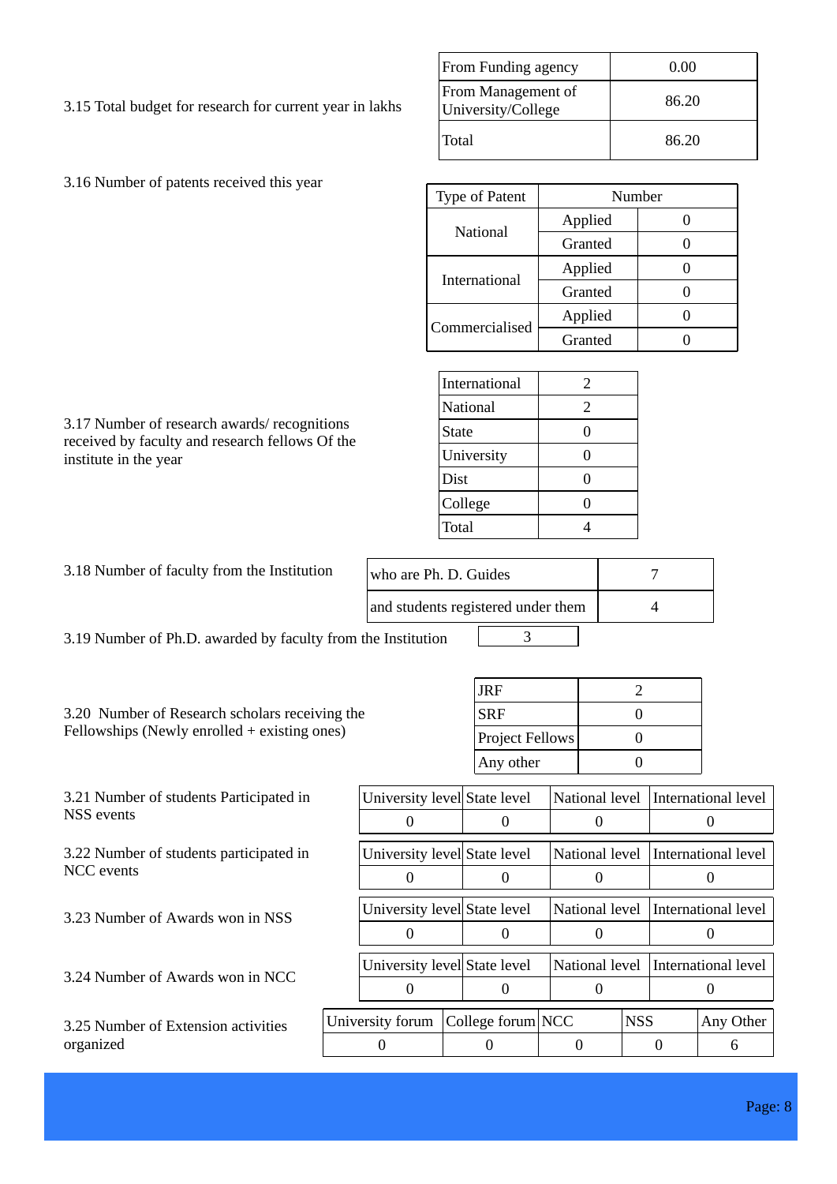3.15 Total budget for research for current year in lakhs

| From Funding agency | 0.00 |
|---|---|
| From Management of University/College | 86.20 |
| Total | 86.20 |

3.16 Number of patents received this year

| Type of Patent | Number | |
|---|---|---|
| National | Applied | 0 |
| | Granted | 0 |
| International | Applied | 0 |
| | Granted | 0 |
| Commercialised | Applied | 0 |
| | Granted | 0 |

3.17 Number of research awards/ recognitions received by faculty and research fellows Of the institute in the year

| International | 2 |
|---|---|
| National | 2 |
| State | 0 |
| University | 0 |
| Dist | 0 |
| College | 0 |
| Total | 4 |

3.18 Number of faculty from the Institution

| who are Ph. D. Guides | 7 |
|---|---|
| and students registered under them | 4 |

3.19 Number of Ph.D. awarded by faculty from the Institution: 3

3.20 Number of Research scholars receiving the Fellowships (Newly enrolled + existing ones)

| JRF | 2 |
|---|---|
| SRF | 0 |
| Project Fellows | 0 |
| Any other | 0 |

3.21 Number of students Participated in NSS events

| University level | State level | National level | International level |
|---|---|---|---|
| 0 | 0 | 0 | 0 |

3.22 Number of students participated in NCC events

| University level | State level | National level | International level |
|---|---|---|---|
| 0 | 0 | 0 | 0 |

3.23 Number of Awards won in NSS

| University level | State level | National level | International level |
|---|---|---|---|
| 0 | 0 | 0 | 0 |

3.24 Number of Awards won in NCC

| University level | State level | National level | International level |
|---|---|---|---|
| 0 | 0 | 0 | 0 |

3.25 Number of Extension activities organized

| University forum | College forum | NCC | NSS | Any Other |
|---|---|---|---|---|
| 0 | 0 | 0 | 0 | 6 |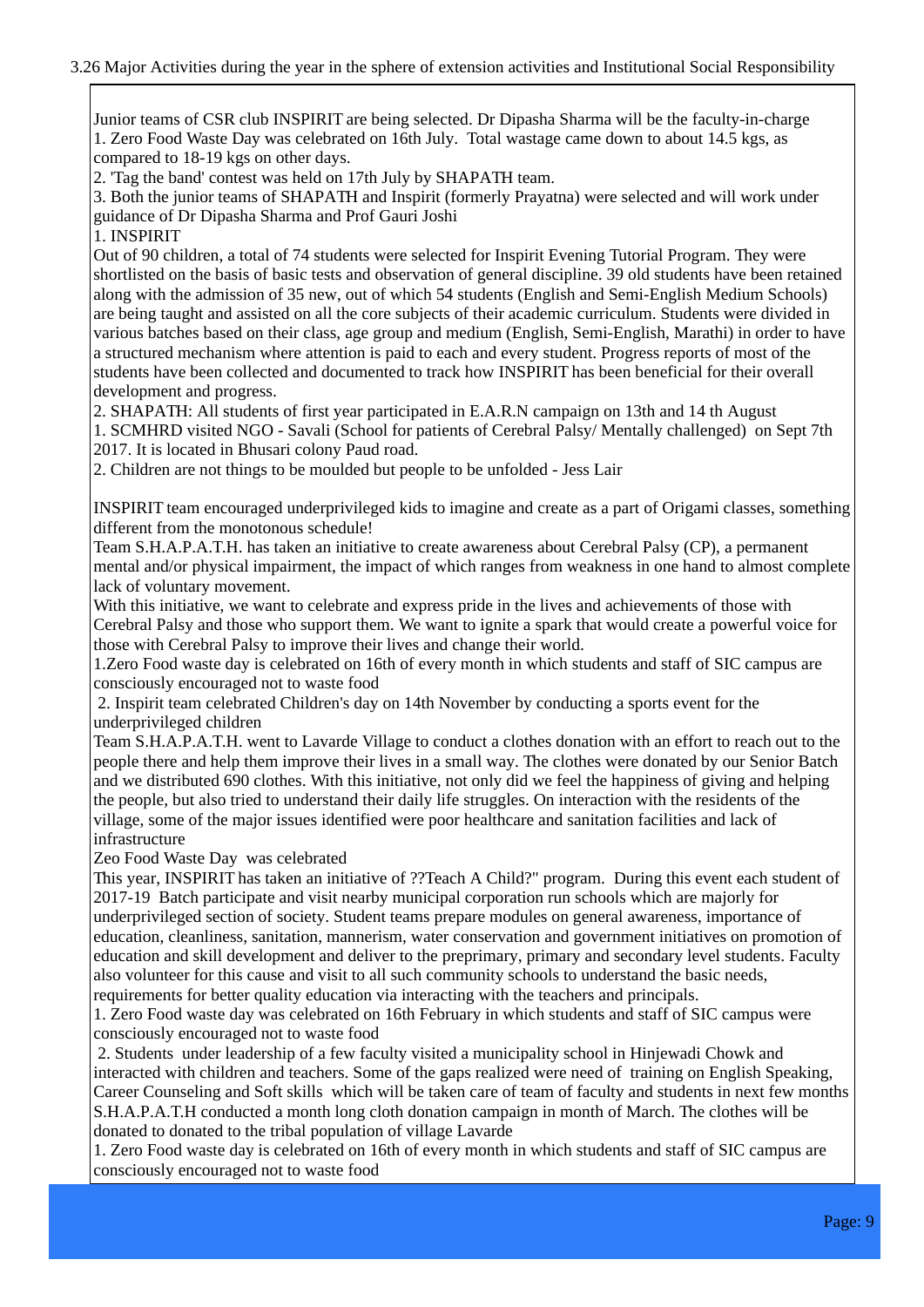3.26 Major Activities during the year in the sphere of extension activities and Institutional Social Responsibility

Junior teams of CSR club INSPIRIT are being selected. Dr Dipasha Sharma will be the faculty-in-charge
1. Zero Food Waste Day was celebrated on 16th July. Total wastage came down to about 14.5 kgs, as compared to 18-19 kgs on other days.
2. 'Tag the band' contest was held on 17th July by SHAPATH team.
3. Both the junior teams of SHAPATH and Inspirit (formerly Prayatna) were selected and will work under guidance of Dr Dipasha Sharma and Prof Gauri Joshi
1. INSPIRIT
Out of 90 children, a total of 74 students were selected for Inspirit Evening Tutorial Program. They were shortlisted on the basis of basic tests and observation of general discipline. 39 old students have been retained along with the admission of 35 new, out of which 54 students (English and Semi-English Medium Schools) are being taught and assisted on all the core subjects of their academic curriculum. Students were divided in various batches based on their class, age group and medium (English, Semi-English, Marathi) in order to have a structured mechanism where attention is paid to each and every student. Progress reports of most of the students have been collected and documented to track how INSPIRIT has been beneficial for their overall development and progress.
2. SHAPATH: All students of first year participated in E.A.R.N campaign on 13th and 14 th August
1. SCMHRD visited NGO - Savali (School for patients of Cerebral Palsy/ Mentally challenged) on Sept 7th 2017. It is located in Bhusari colony Paud road.
2. Children are not things to be moulded but people to be unfolded - Jess Lair

INSPIRIT team encouraged underprivileged kids to imagine and create as a part of Origami classes, something different from the monotonous schedule!
Team S.H.A.P.A.T.H. has taken an initiative to create awareness about Cerebral Palsy (CP), a permanent mental and/or physical impairment, the impact of which ranges from weakness in one hand to almost complete lack of voluntary movement.
With this initiative, we want to celebrate and express pride in the lives and achievements of those with Cerebral Palsy and those who support them. We want to ignite a spark that would create a powerful voice for those with Cerebral Palsy to improve their lives and change their world.
1.Zero Food waste day is celebrated on 16th of every month in which students and staff of SIC campus are consciously encouraged not to waste food
2. Inspirit team celebrated Children's day on 14th November by conducting a sports event for the underprivileged children
Team S.H.A.P.A.T.H. went to Lavarde Village to conduct a clothes donation with an effort to reach out to the people there and help them improve their lives in a small way. The clothes were donated by our Senior Batch and we distributed 690 clothes. With this initiative, not only did we feel the happiness of giving and helping the people, but also tried to understand their daily life struggles. On interaction with the residents of the village, some of the major issues identified were poor healthcare and sanitation facilities and lack of infrastructure
Zeo Food Waste Day was celebrated
This year, INSPIRIT has taken an initiative of ??Teach A Child?" program. During this event each student of 2017-19 Batch participate and visit nearby municipal corporation run schools which are majorly for underprivileged section of society. Student teams prepare modules on general awareness, importance of education, cleanliness, sanitation, mannerism, water conservation and government initiatives on promotion of education and skill development and deliver to the preprimary, primary and secondary level students. Faculty also volunteer for this cause and visit to all such community schools to understand the basic needs, requirements for better quality education via interacting with the teachers and principals.
1. Zero Food waste day was celebrated on 16th February in which students and staff of SIC campus were consciously encouraged not to waste food
2. Students under leadership of a few faculty visited a municipality school in Hinjewadi Chowk and interacted with children and teachers. Some of the gaps realized were need of training on English Speaking, Career Counseling and Soft skills which will be taken care of team of faculty and students in next few months
S.H.A.P.A.T.H conducted a month long cloth donation campaign in month of March. The clothes will be donated to donated to the tribal population of village Lavarde
1. Zero Food waste day is celebrated on 16th of every month in which students and staff of SIC campus are consciously encouraged not to waste food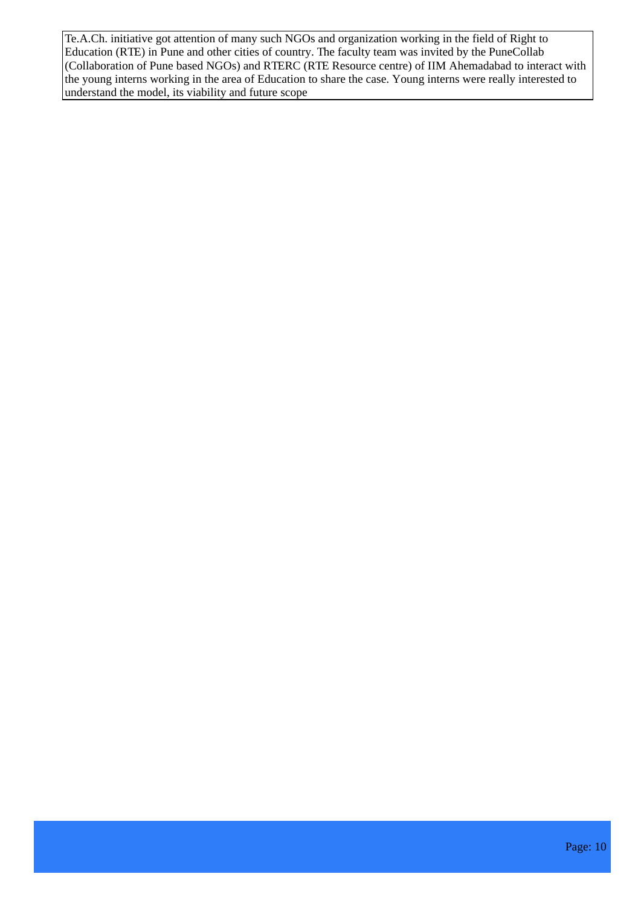Te.A.Ch. initiative got attention of many such NGOs and organization working in the field of Right to Education (RTE) in Pune and other cities of country. The faculty team was invited by the PuneCollab (Collaboration of Pune based NGOs) and RTERC (RTE Resource centre) of IIM Ahemadabad to interact with the young interns working in the area of Education to share the case. Young interns were really interested to understand the model, its viability and future scope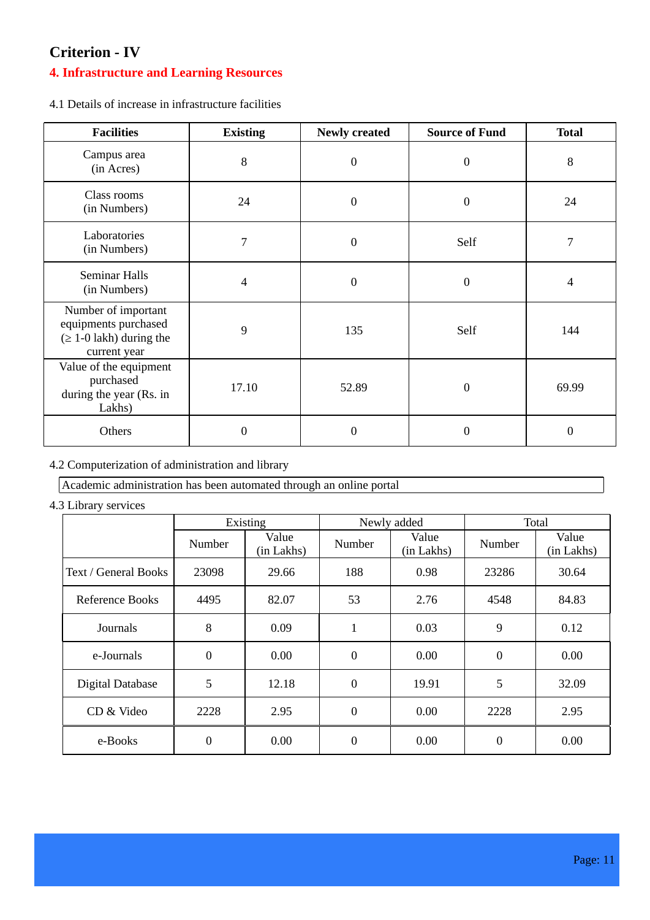## Criterion - IV

### 4. Infrastructure and Learning Resources

4.1 Details of increase in infrastructure facilities

| Facilities | Existing | Newly created | Source of Fund | Total |
|---|---|---|---|---|
| Campus area (in Acres) | 8 | 0 | 0 | 8 |
| Class rooms (in Numbers) | 24 | 0 | 0 | 24 |
| Laboratories (in Numbers) | 7 | 0 | Self | 7 |
| Seminar Halls (in Numbers) | 4 | 0 | 0 | 4 |
| Number of important equipments purchased (≥ 1-0 lakh) during the current year | 9 | 135 | Self | 144 |
| Value of the equipment purchased during the year (Rs. in Lakhs) | 17.10 | 52.89 | 0 | 69.99 |
| Others | 0 | 0 | 0 | 0 |

4.2 Computerization of administration and library

Academic administration has been automated through an online portal

4.3 Library services

| | Existing | | Newly added | | Total | |
|---|---|---|---|---|---|---|
| | Number | Value (in Lakhs) | Number | Value (in Lakhs) | Number | Value (in Lakhs) |
| Text / General Books | 23098 | 29.66 | 188 | 0.98 | 23286 | 30.64 |
| Reference Books | 4495 | 82.07 | 53 | 2.76 | 4548 | 84.83 |
| Journals | 8 | 0.09 | 1 | 0.03 | 9 | 0.12 |
| e-Journals | 0 | 0.00 | 0 | 0.00 | 0 | 0.00 |
| Digital Database | 5 | 12.18 | 0 | 19.91 | 5 | 32.09 |
| CD & Video | 2228 | 2.95 | 0 | 0.00 | 2228 | 2.95 |
| e-Books | 0 | 0.00 | 0 | 0.00 | 0 | 0.00 |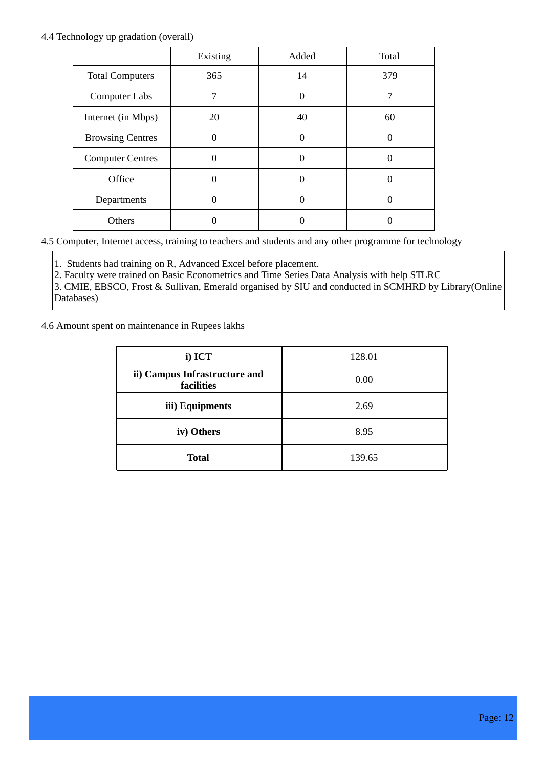4.4 Technology up gradation (overall)

| | Existing | Added | Total |
|---|---|---|---|
| Total Computers | 365 | 14 | 379 |
| Computer Labs | 7 | 0 | 7 |
| Internet (in Mbps) | 20 | 40 | 60 |
| Browsing Centres | 0 | 0 | 0 |
| Computer Centres | 0 | 0 | 0 |
| Office | 0 | 0 | 0 |
| Departments | 0 | 0 | 0 |
| Others | 0 | 0 | 0 |

4.5 Computer, Internet access, training to teachers and students and any other programme for technology

1. Students had training on R, Advanced Excel before placement.
2. Faculty were trained on Basic Econometrics and Time Series Data Analysis with help STLRC
3. CMIE, EBSCO, Frost & Sullivan, Emerald organised by SIU and conducted in SCMHRD by Library(Online Databases)

4.6 Amount spent on maintenance in Rupees lakhs

| | |
|---|---|
| **i) ICT** | 128.01 |
| **ii) Campus Infrastructure and facilities** | 0.00 |
| **iii) Equipments** | 2.69 |
| **iv) Others** | 8.95 |
| **Total** | 139.65 |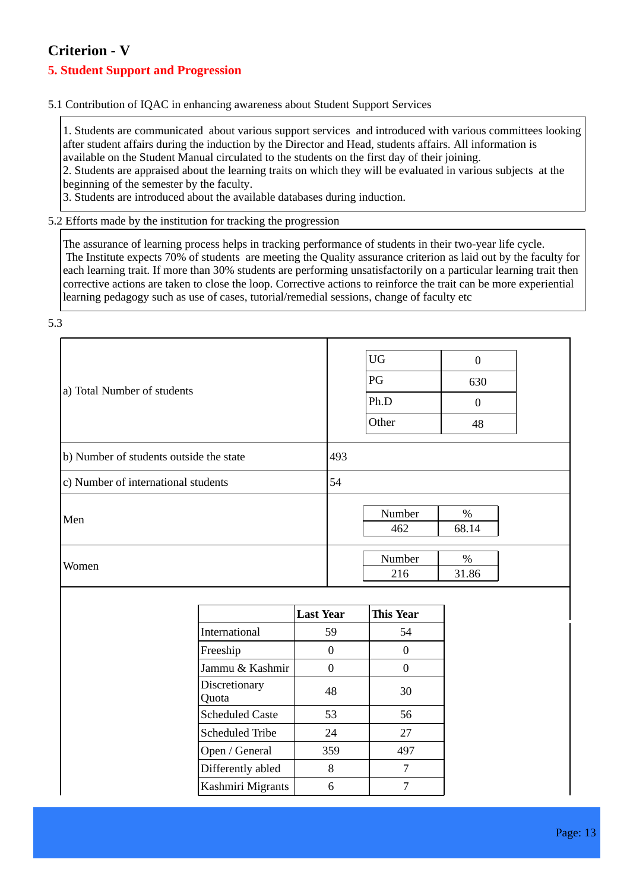# Criterion - V

## 5. Student Support and Progression

5.1 Contribution of IQAC in enhancing awareness about Student Support Services

1. Students are communicated about various support services and introduced with various committees looking after student affairs during the induction by the Director and Head, students affairs. All information is available on the Student Manual circulated to the students on the first day of their joining.
2. Students are appraised about the learning traits on which they will be evaluated in various subjects at the beginning of the semester by the faculty.
3. Students are introduced about the available databases during induction.

5.2 Efforts made by the institution for tracking the progression

The assurance of learning process helps in tracking performance of students in their two-year life cycle. The Institute expects 70% of students are meeting the Quality assurance criterion as laid out by the faculty for each learning trait. If more than 30% students are performing unsatisfactorily on a particular learning trait then corrective actions are taken to close the loop. Corrective actions to reinforce the trait can be more experiential learning pedagogy such as use of cases, tutorial/remedial sessions, change of faculty etc

5.3

a) Total Number of students

| | |
|---|---|
| UG | 0 |
| PG | 630 |
| Ph.D | 0 |
| Other | 48 |

| | |
|---|---|
| b) Number of students outside the state | 493 |
| c) Number of international students | 54 |

| | Number | % |
|---|---|---|
| Men | 462 | 68.14 |
| Women | 216 | 31.86 |

| | Last Year | This Year |
|---|---|---|
| International | 59 | 54 |
| Freeship | 0 | 0 |
| Jammu & Kashmir | 0 | 0 |
| Discretionary Quota | 48 | 30 |
| Scheduled Caste | 53 | 56 |
| Scheduled Tribe | 24 | 27 |
| Open / General | 359 | 497 |
| Differently abled | 8 | 7 |
| Kashmiri Migrants | 6 | 7 |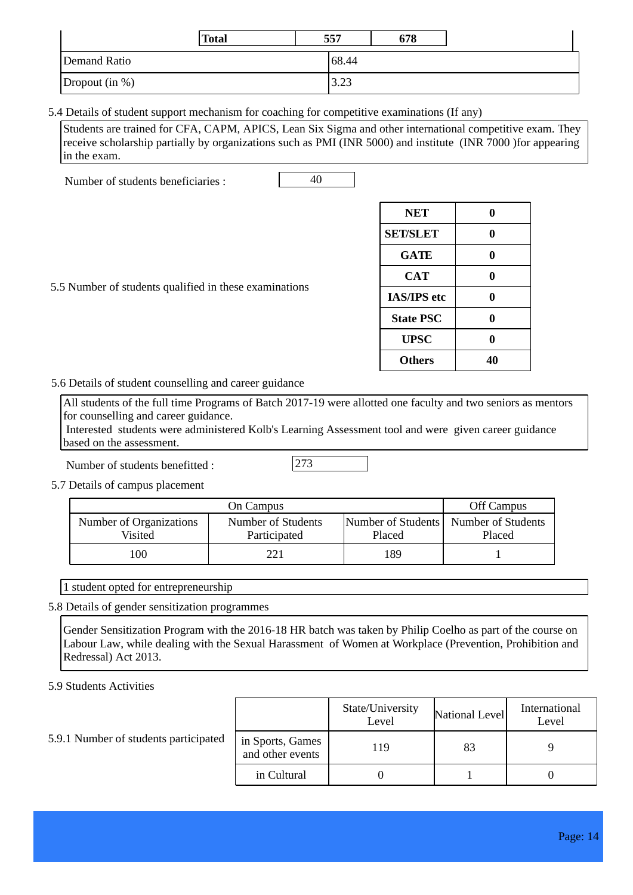| | Total | 557 | 678 |
|---|---|---|---|
| Demand Ratio | | 68.44 | |
| Dropout (in %) | | 3.23 | |

5.4 Details of student support mechanism for coaching for competitive examinations (If any)

Students are trained for CFA, CAPM, APICS, Lean Six Sigma and other international competitive exam. They receive scholarship partially by organizations such as PMI (INR 5000) and institute (INR 7000 )for appearing in the exam.

Number of students beneficiaries : 40

5.5 Number of students qualified in these examinations

| Examination | Number |
|---|---|
| NET | 0 |
| SET/SLET | 0 |
| GATE | 0 |
| CAT | 0 |
| IAS/IPS etc | 0 |
| State PSC | 0 |
| UPSC | 0 |
| Others | 40 |

5.6 Details of student counselling and career guidance

All students of the full time Programs of Batch 2017-19 were allotted one faculty and two seniors as mentors for counselling and career guidance.
Interested students were administered Kolb's Learning Assessment tool and were given career guidance based on the assessment.

Number of students benefitted : 273

5.7 Details of campus placement

| On Campus | | | Off Campus |
|---|---|---|---|
| Number of Organizations Visited | Number of Students Participated | Number of Students Placed | Number of Students Placed |
| 100 | 221 | 189 | 1 |

1 student opted for entrepreneurship

5.8 Details of gender sensitization programmes

Gender Sensitization Program with the 2016-18 HR batch was taken by Philip Coelho as part of the course on Labour Law, while dealing with the Sexual Harassment of Women at Workplace (Prevention, Prohibition and Redressal) Act 2013.

5.9 Students Activities

5.9.1 Number of students participated

| | State/University Level | National Level | International Level |
|---|---|---|---|
| in Sports, Games and other events | 119 | 83 | 9 |
| in Cultural | 0 | 1 | 0 |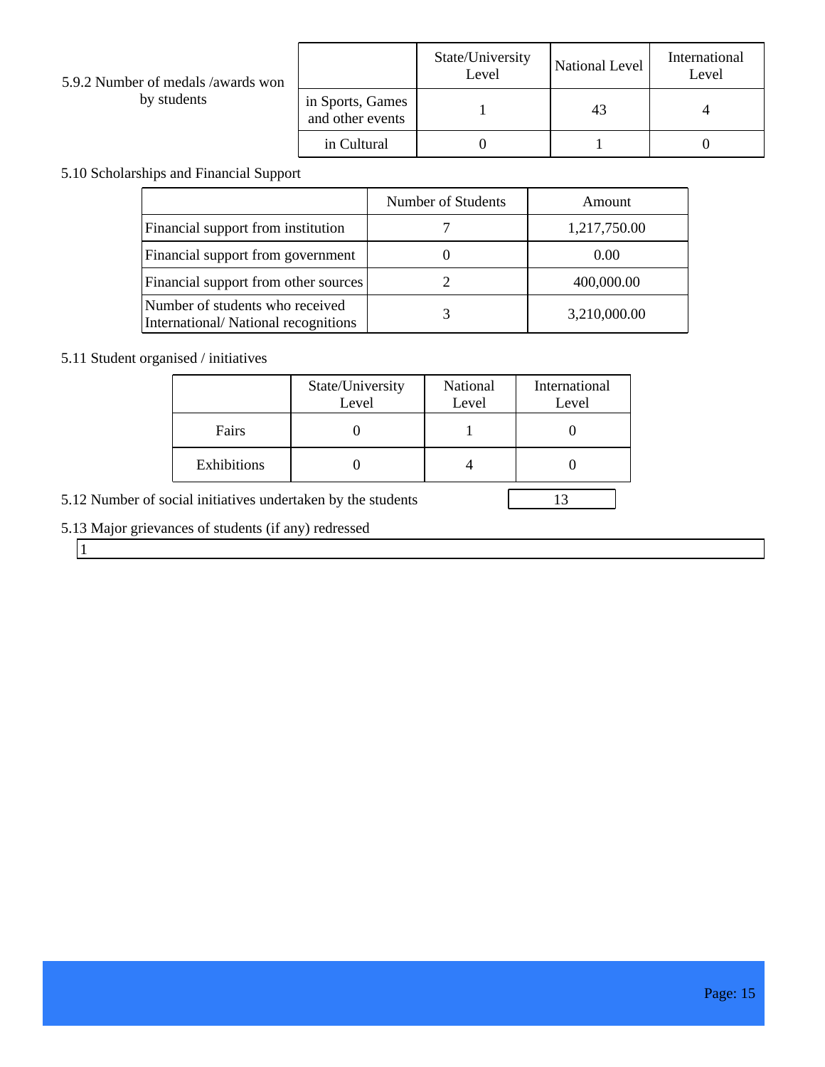5.9.2 Number of medals /awards won by students

| | State/University Level | National Level | International Level |
|---|---|---|---|
| in Sports, Games and other events | 1 | 43 | 4 |
| in Cultural | 0 | 1 | 0 |

5.10 Scholarships and Financial Support

| | Number of Students | Amount |
|---|---|---|
| Financial support from institution | 7 | 1,217,750.00 |
| Financial support from government | 0 | 0.00 |
| Financial support from other sources | 2 | 400,000.00 |
| Number of students who received International/ National recognitions | 3 | 3,210,000.00 |

5.11 Student organised / initiatives

| | State/University Level | National Level | International Level |
|---|---|---|---|
| Fairs | 0 | 1 | 0 |
| Exhibitions | 0 | 4 | 0 |

5.12 Number of social initiatives undertaken by the students: 13

5.13 Major grievances of students (if any) redressed

1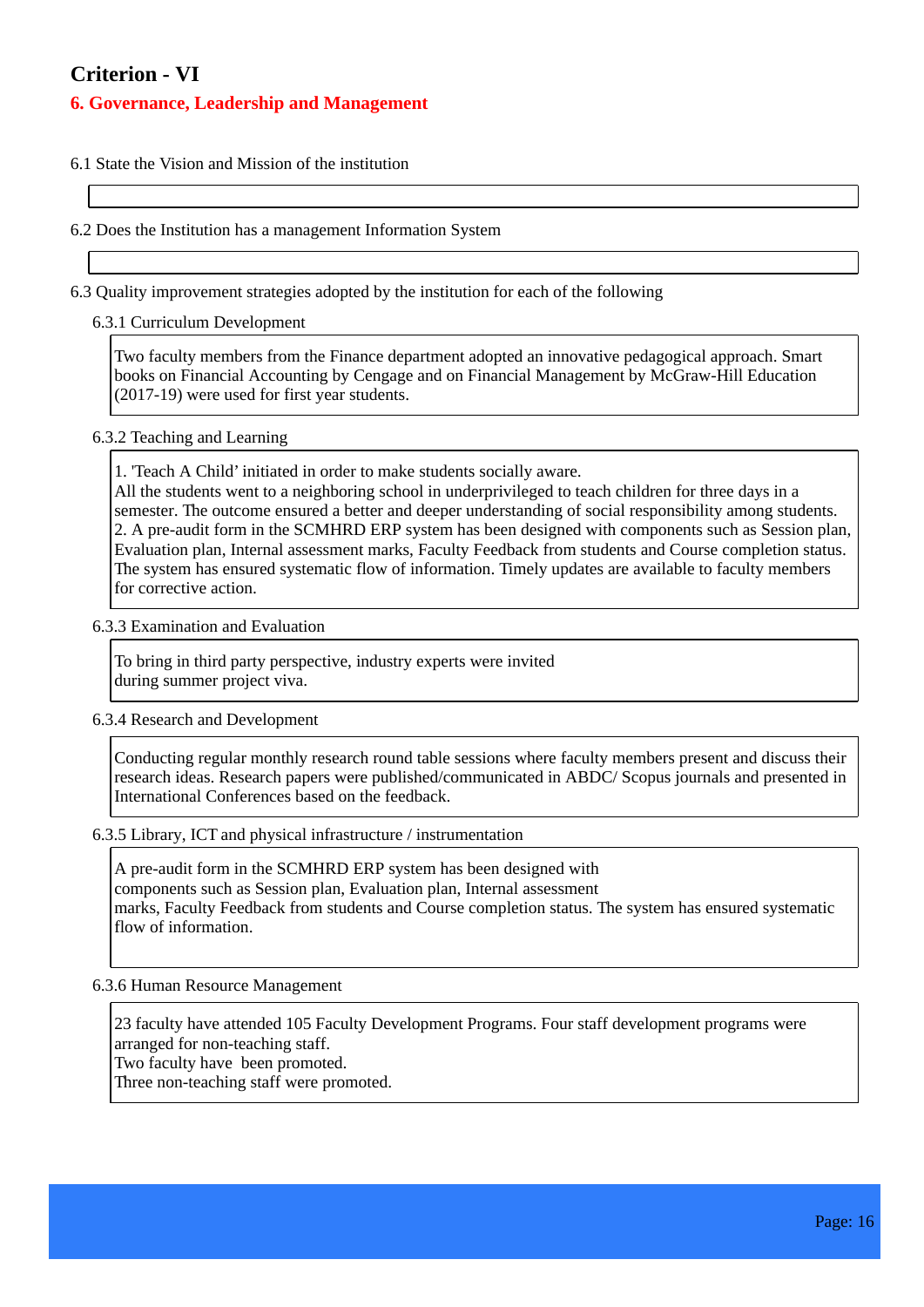# Criterion - VI

## 6. Governance, Leadership and Management

6.1 State the Vision and Mission of the institution

6.2 Does the Institution has a management Information System

6.3 Quality improvement strategies adopted by the institution for each of the following

6.3.1 Curriculum Development

Two faculty members from the Finance department adopted an innovative pedagogical approach. Smart books on Financial Accounting by Cengage and on Financial Management by McGraw-Hill Education (2017-19) were used for first year students.

6.3.2 Teaching and Learning

1. 'Teach A Child' initiated in order to make students socially aware.
All the students went to a neighboring school in underprivileged to teach children for three days in a semester. The outcome ensured a better and deeper understanding of social responsibility among students.
2. A pre-audit form in the SCMHRD ERP system has been designed with components such as Session plan, Evaluation plan, Internal assessment marks, Faculty Feedback from students and Course completion status. The system has ensured systematic flow of information. Timely updates are available to faculty members for corrective action.

6.3.3 Examination and Evaluation

To bring in third party perspective, industry experts were invited during summer project viva.

6.3.4 Research and Development

Conducting regular monthly research round table sessions where faculty members present and discuss their research ideas. Research papers were published/communicated in ABDC/ Scopus journals and presented in International Conferences based on the feedback.

6.3.5 Library, ICT and physical infrastructure / instrumentation

A pre-audit form in the SCMHRD ERP system has been designed with components such as Session plan, Evaluation plan, Internal assessment marks, Faculty Feedback from students and Course completion status. The system has ensured systematic flow of information.

6.3.6 Human Resource Management

23 faculty have attended 105 Faculty Development Programs. Four staff development programs were arranged for non-teaching staff.
Two faculty have been promoted.
Three non-teaching staff were promoted.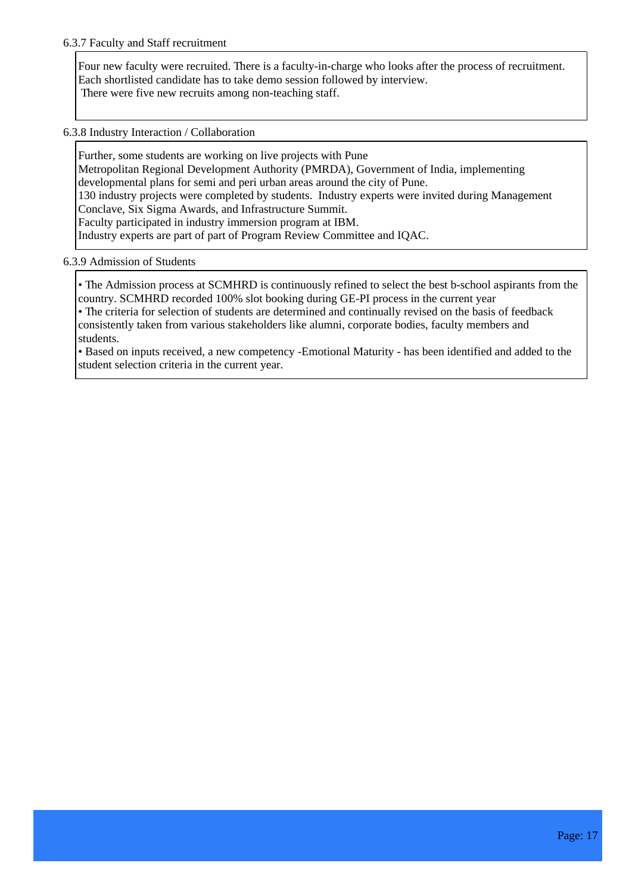6.3.7 Faculty and Staff recruitment

Four new faculty were recruited. There is a faculty-in-charge who looks after the process of recruitment. Each shortlisted candidate has to take demo session followed by interview.
There were five new recruits among non-teaching staff.

6.3.8 Industry Interaction / Collaboration

Further, some students are working on live projects with Pune Metropolitan Regional Development Authority (PMRDA), Government of India, implementing developmental plans for semi and peri urban areas around the city of Pune.
130 industry projects were completed by students. Industry experts were invited during Management Conclave, Six Sigma Awards, and Infrastructure Summit.
Faculty participated in industry immersion program at IBM.
Industry experts are part of part of Program Review Committee and IQAC.

6.3.9 Admission of Students

• The Admission process at SCMHRD is continuously refined to select the best b-school aspirants from the country. SCMHRD recorded 100% slot booking during GE-PI process in the current year
• The criteria for selection of students are determined and continually revised on the basis of feedback consistently taken from various stakeholders like alumni, corporate bodies, faculty members and students.
• Based on inputs received, a new competency -Emotional Maturity - has been identified and added to the student selection criteria in the current year.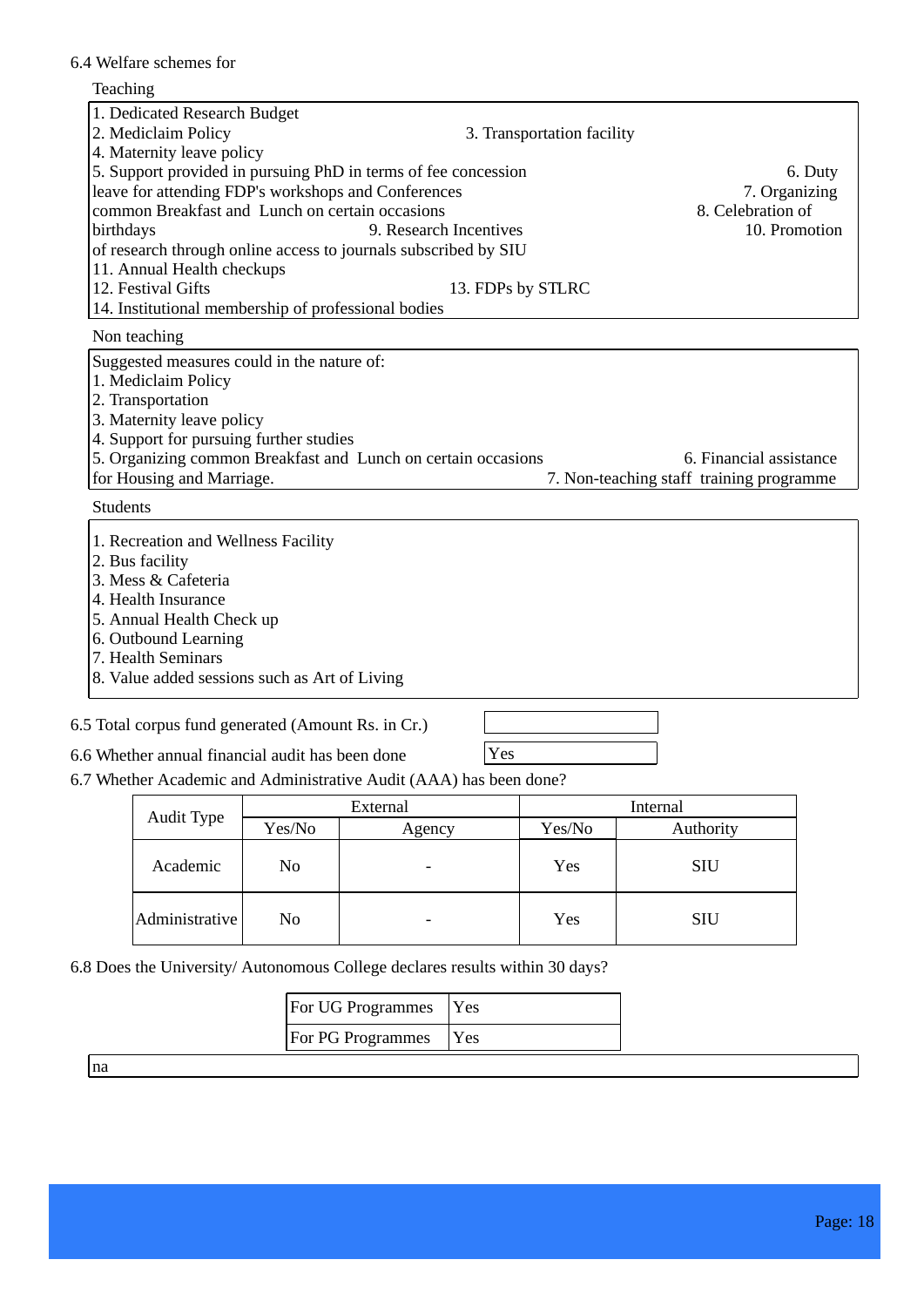6.4 Welfare schemes for

Teaching

1. Dedicated Research Budget
2. Mediclaim Policy 3. Transportation facility
4. Maternity leave policy
5. Support provided in pursuing PhD in terms of fee concession 6. Duty leave for attending FDP's workshops and Conferences 7. Organizing common Breakfast and Lunch on certain occasions 8. Celebration of birthdays 9. Research Incentives 10. Promotion of research through online access to journals subscribed by SIU
11. Annual Health checkups
12. Festival Gifts 13. FDPs by STLRC
14. Institutional membership of professional bodies

Non teaching

Suggested measures could in the nature of:
1. Mediclaim Policy
2. Transportation
3. Maternity leave policy
4. Support for pursuing further studies
5. Organizing common Breakfast and Lunch on certain occasions 6. Financial assistance for Housing and Marriage. 7. Non-teaching staff training programme

Students

1. Recreation and Wellness Facility
2. Bus facility
3. Mess & Cafeteria
4. Health Insurance
5. Annual Health Check up
6. Outbound Learning
7. Health Seminars
8. Value added sessions such as Art of Living

6.5 Total corpus fund generated (Amount Rs. in Cr.)

6.6 Whether annual financial audit has been done: Yes

6.7 Whether Academic and Administrative Audit (AAA) has been done?

| Audit Type | External | | Internal | |
|---|---|---|---|---|
| | Yes/No | Agency | Yes/No | Authority |
| Academic | No | - | Yes | SIU |
| Administrative | No | - | Yes | SIU |

6.8 Does the University/ Autonomous College declares results within 30 days?

| For UG Programmes | Yes |
|---|---|
| For PG Programmes | Yes |

na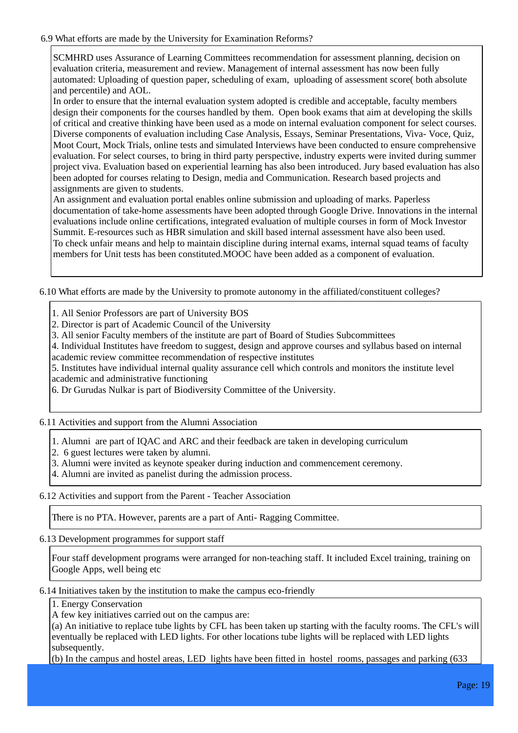6.9 What efforts are made by the University for Examination Reforms?

SCMHRD uses Assurance of Learning Committees recommendation for assessment planning, decision on evaluation criteria, measurement and review. Management of internal assessment has now been fully automated: Uploading of question paper, scheduling of exam, uploading of assessment score( both absolute and percentile) and AOL.
In order to ensure that the internal evaluation system adopted is credible and acceptable, faculty members design their components for the courses handled by them. Open book exams that aim at developing the skills of critical and creative thinking have been used as a mode on internal evaluation component for select courses. Diverse components of evaluation including Case Analysis, Essays, Seminar Presentations, Viva- Voce, Quiz, Moot Court, Mock Trials, online tests and simulated Interviews have been conducted to ensure comprehensive evaluation. For select courses, to bring in third party perspective, industry experts were invited during summer project viva. Evaluation based on experiential learning has also been introduced. Jury based evaluation has also been adopted for courses relating to Design, media and Communication. Research based projects and assignments are given to students.
An assignment and evaluation portal enables online submission and uploading of marks. Paperless documentation of take-home assessments have been adopted through Google Drive. Innovations in the internal evaluations include online certifications, integrated evaluation of multiple courses in form of Mock Investor Summit. E-resources such as HBR simulation and skill based internal assessment have also been used.
To check unfair means and help to maintain discipline during internal exams, internal squad teams of faculty members for Unit tests has been constituted.MOOC have been added as a component of evaluation.

6.10 What efforts are made by the University to promote autonomy in the affiliated/constituent colleges?

1. All Senior Professors are part of University BOS
2. Director is part of Academic Council of the University
3. All senior Faculty members of the institute are part of Board of Studies Subcommittees
4. Individual Institutes have freedom to suggest, design and approve courses and syllabus based on internal academic review committee recommendation of respective institutes
5. Institutes have individual internal quality assurance cell which controls and monitors the institute level academic and administrative functioning
6. Dr Gurudas Nulkar is part of Biodiversity Committee of the University.

6.11 Activities and support from the Alumni Association

1. Alumni are part of IQAC and ARC and their feedback are taken in developing curriculum
2. 6 guest lectures were taken by alumni.
3. Alumni were invited as keynote speaker during induction and commencement ceremony.
4. Alumni are invited as panelist during the admission process.

6.12 Activities and support from the Parent - Teacher Association

There is no PTA. However, parents are a part of Anti- Ragging Committee.

6.13 Development programmes for support staff

Four staff development programs were arranged for non-teaching staff. It included Excel training, training on Google Apps, well being etc

6.14 Initiatives taken by the institution to make the campus eco-friendly

1. Energy Conservation
A few key initiatives carried out on the campus are:
(a) An initiative to replace tube lights by CFL has been taken up starting with the faculty rooms. The CFL's will eventually be replaced with LED lights. For other locations tube lights will be replaced with LED lights subsequently.
(b) In the campus and hostel areas, LED lights have been fitted in hostel rooms, passages and parking (633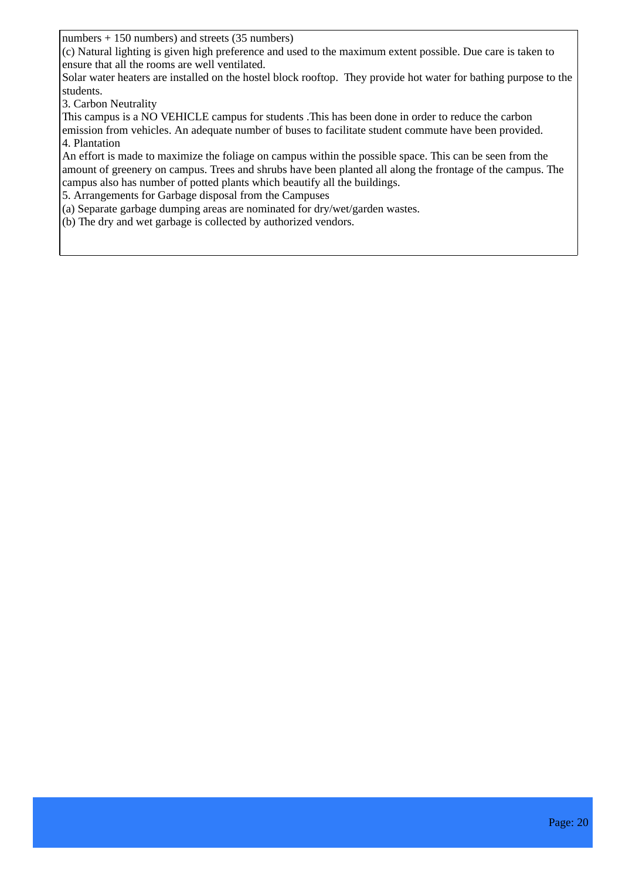numbers + 150 numbers) and streets (35 numbers)

(c) Natural lighting is given high preference and used to the maximum extent possible. Due care is taken to ensure that all the rooms are well ventilated.

Solar water heaters are installed on the hostel block rooftop.  They provide hot water for bathing purpose to the students.

3. Carbon Neutrality

This campus is a NO VEHICLE campus for students .This has been done in order to reduce the carbon emission from vehicles. An adequate number of buses to facilitate student commute have been provided.

4. Plantation

An effort is made to maximize the foliage on campus within the possible space. This can be seen from the amount of greenery on campus. Trees and shrubs have been planted all along the frontage of the campus. The campus also has number of potted plants which beautify all the buildings.

5. Arrangements for Garbage disposal from the Campuses

(a) Separate garbage dumping areas are nominated for dry/wet/garden wastes.

(b) The dry and wet garbage is collected by authorized vendors.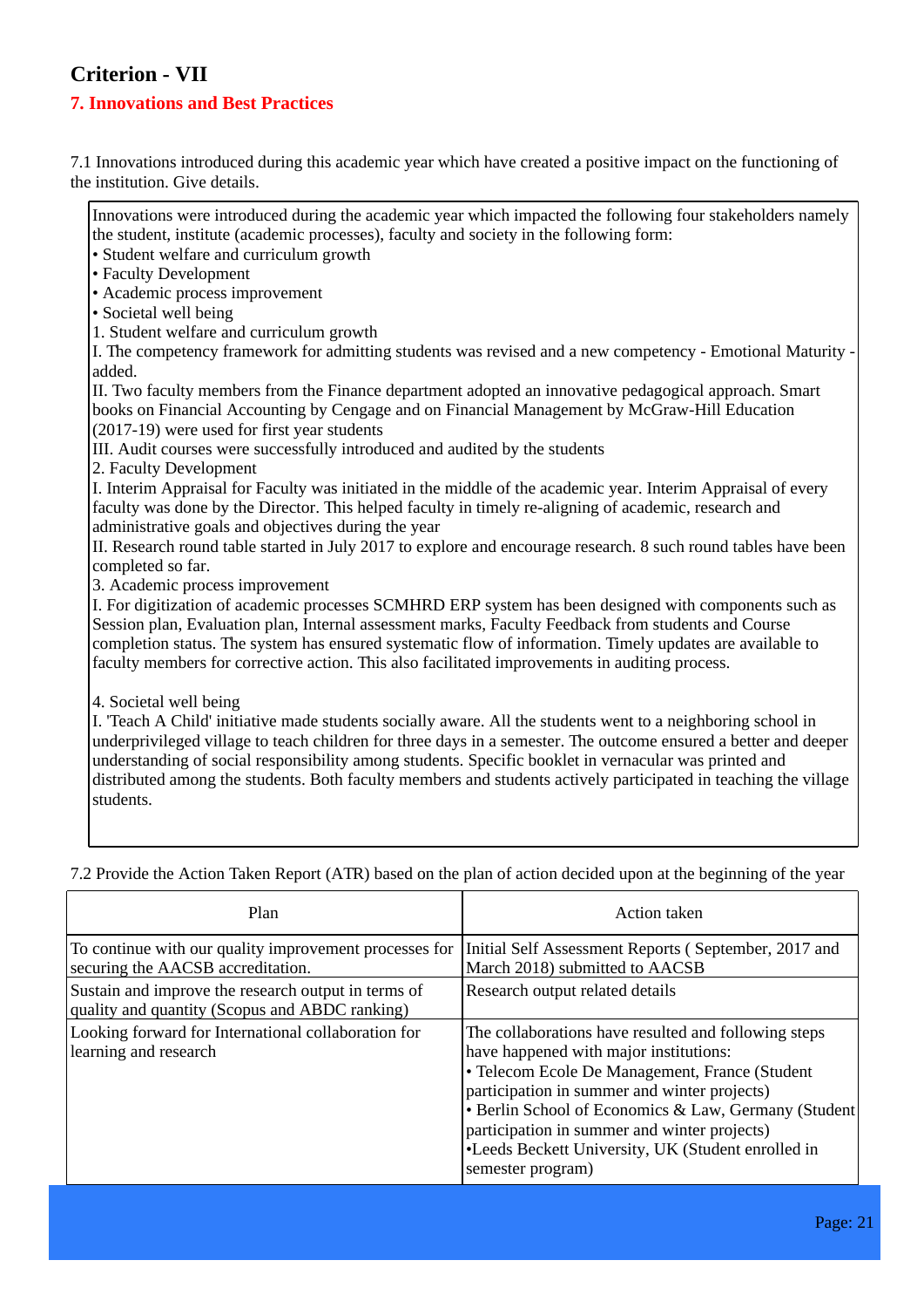## Criterion - VII

### 7. Innovations and Best Practices

7.1 Innovations introduced during this academic year which have created a positive impact on the functioning of the institution. Give details.

Innovations were introduced during the academic year which impacted the following four stakeholders namely the student, institute (academic processes), faculty and society in the following form:
• Student welfare and curriculum growth
• Faculty Development
• Academic process improvement
• Societal well being
1. Student welfare and curriculum growth
I. The competency framework for admitting students was revised and a new competency - Emotional Maturity - added.
II. Two faculty members from the Finance department adopted an innovative pedagogical approach. Smart books on Financial Accounting by Cengage and on Financial Management by McGraw-Hill Education (2017-19) were used for first year students
III. Audit courses were successfully introduced and audited by the students
2. Faculty Development
I. Interim Appraisal for Faculty was initiated in the middle of the academic year. Interim Appraisal of every faculty was done by the Director. This helped faculty in timely re-aligning of academic, research and administrative goals and objectives during the year
II. Research round table started in July 2017 to explore and encourage research. 8 such round tables have been completed so far.
3. Academic process improvement
I. For digitization of academic processes SCMHRD ERP system has been designed with components such as Session plan, Evaluation plan, Internal assessment marks, Faculty Feedback from students and Course completion status. The system has ensured systematic flow of information. Timely updates are available to faculty members for corrective action. This also facilitated improvements in auditing process.

4. Societal well being
I. 'Teach A Child' initiative made students socially aware. All the students went to a neighboring school in underprivileged village to teach children for three days in a semester. The outcome ensured a better and deeper understanding of social responsibility among students. Specific booklet in vernacular was printed and distributed among the students. Both faculty members and students actively participated in teaching the village students.

7.2 Provide the Action Taken Report (ATR) based on the plan of action decided upon at the beginning of the year

| Plan | Action taken |
|---|---|
| To continue with our quality improvement processes for securing the AACSB accreditation. | Initial Self Assessment Reports ( September, 2017 and March 2018) submitted to AACSB |
| Sustain and improve the research output in terms of quality and quantity (Scopus and ABDC ranking) | Research output related details |
| Looking forward for International collaboration for learning and research | The collaborations have resulted and following steps have happened with major institutions:<br>• Telecom Ecole De Management, France (Student participation in summer and winter projects)<br>• Berlin School of Economics & Law, Germany (Student participation in summer and winter projects)<br>•Leeds Beckett University, UK (Student enrolled in semester program) |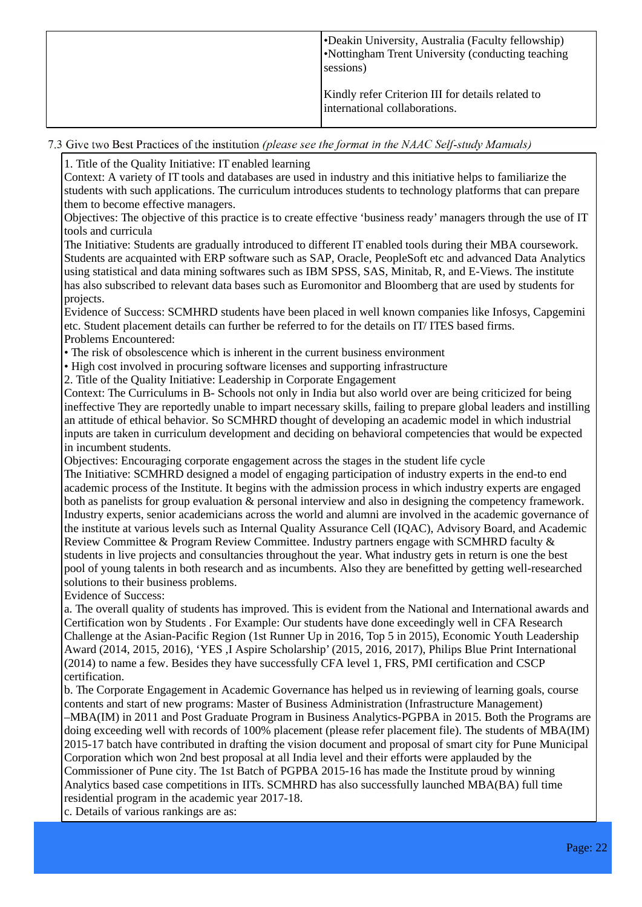| | •Deakin University, Australia (Faculty fellowship)<br>•Nottingham Trent University (conducting teaching sessions)<br><br>Kindly refer Criterion III for details related to international collaborations. |
|---|---|

7.3 Give two Best Practices of the institution *(please see the format in the NAAC Self-study Manuals)*

1. Title of the Quality Initiative: IT enabled learning
Context: A variety of IT tools and databases are used in industry and this initiative helps to familiarize the students with such applications. The curriculum introduces students to technology platforms that can prepare them to become effective managers.
Objectives: The objective of this practice is to create effective 'business ready' managers through the use of IT tools and curricula
The Initiative: Students are gradually introduced to different IT enabled tools during their MBA coursework. Students are acquainted with ERP software such as SAP, Oracle, PeopleSoft etc and advanced Data Analytics using statistical and data mining softwares such as IBM SPSS, SAS, Minitab, R, and E-Views. The institute has also subscribed to relevant data bases such as Euromonitor and Bloomberg that are used by students for projects.
Evidence of Success: SCMHRD students have been placed in well known companies like Infosys, Capgemini etc. Student placement details can further be referred to for the details on IT/ ITES based firms.
Problems Encountered:
• The risk of obsolescence which is inherent in the current business environment
• High cost involved in procuring software licenses and supporting infrastructure
2. Title of the Quality Initiative: Leadership in Corporate Engagement
Context: The Curriculums in B- Schools not only in India but also world over are being criticized for being ineffective They are reportedly unable to impart necessary skills, failing to prepare global leaders and instilling an attitude of ethical behavior. So SCMHRD thought of developing an academic model in which industrial inputs are taken in curriculum development and deciding on behavioral competencies that would be expected in incumbent students.
Objectives: Encouraging corporate engagement across the stages in the student life cycle
The Initiative: SCMHRD designed a model of engaging participation of industry experts in the end-to end academic process of the Institute. It begins with the admission process in which industry experts are engaged both as panelists for group evaluation & personal interview and also in designing the competency framework. Industry experts, senior academicians across the world and alumni are involved in the academic governance of the institute at various levels such as Internal Quality Assurance Cell (IQAC), Advisory Board, and Academic Review Committee & Program Review Committee. Industry partners engage with SCMHRD faculty & students in live projects and consultancies throughout the year. What industry gets in return is one the best pool of young talents in both research and as incumbents. Also they are benefitted by getting well-researched solutions to their business problems.
Evidence of Success:
a. The overall quality of students has improved. This is evident from the National and International awards and Certification won by Students . For Example: Our students have done exceedingly well in CFA Research Challenge at the Asian-Pacific Region (1st Runner Up in 2016, Top 5 in 2015), Economic Youth Leadership Award (2014, 2015, 2016), 'YES ,I Aspire Scholarship' (2015, 2016, 2017), Philips Blue Print International (2014) to name a few. Besides they have successfully CFA level 1, FRS, PMI certification and CSCP certification.
b. The Corporate Engagement in Academic Governance has helped us in reviewing of learning goals, course contents and start of new programs: Master of Business Administration (Infrastructure Management) –MBA(IM) in 2011 and Post Graduate Program in Business Analytics-PGPBA in 2015. Both the Programs are doing exceeding well with records of 100% placement (please refer placement file). The students of MBA(IM) 2015-17 batch have contributed in drafting the vision document and proposal of smart city for Pune Municipal Corporation which won 2nd best proposal at all India level and their efforts were applauded by the Commissioner of Pune city. The 1st Batch of PGPBA 2015-16 has made the Institute proud by winning Analytics based case competitions in IITs. SCMHRD has also successfully launched MBA(BA) full time residential program in the academic year 2017-18.
c. Details of various rankings are as: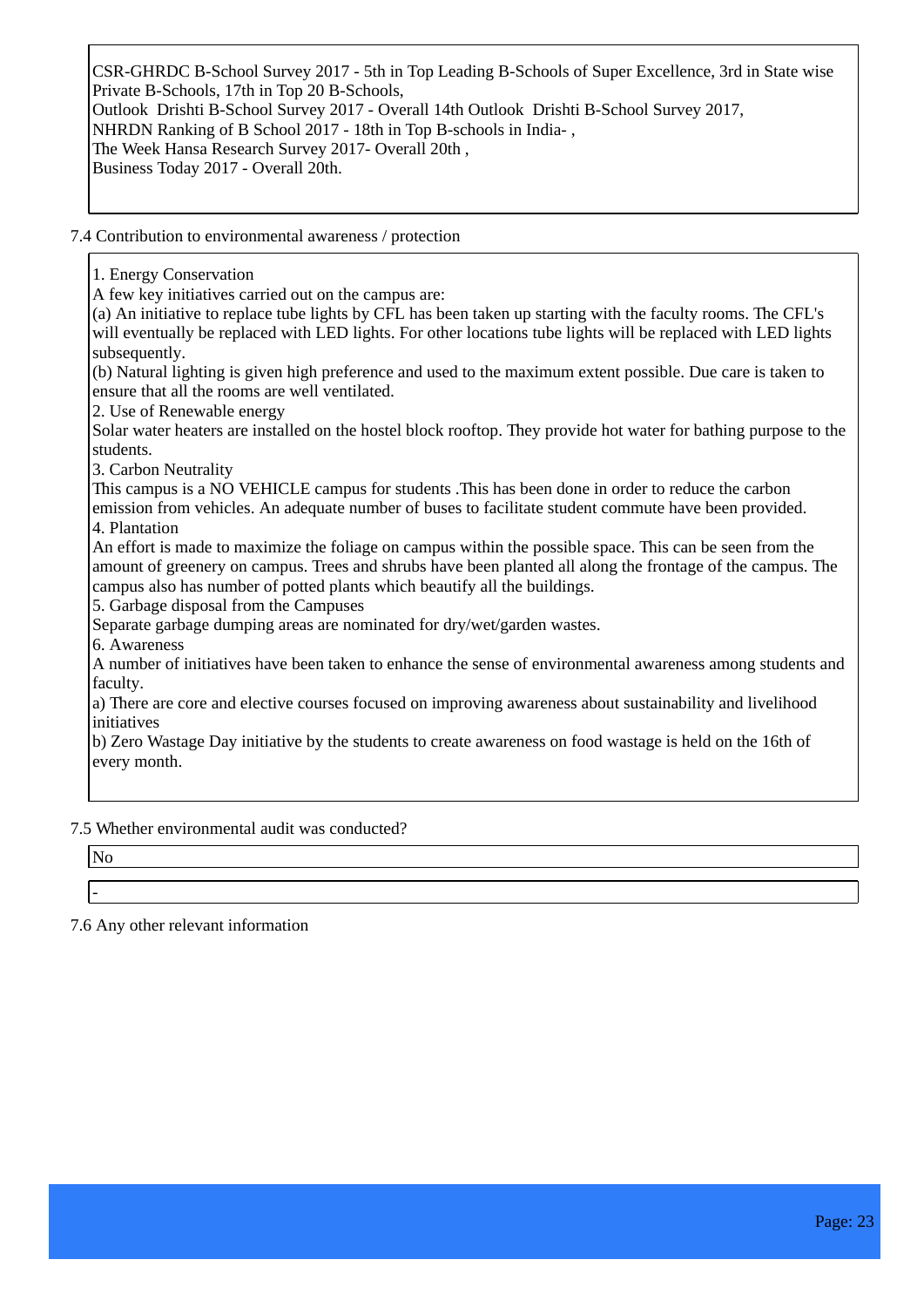CSR-GHRDC B-School Survey 2017 - 5th in Top Leading B-Schools of Super Excellence, 3rd in State wise Private B-Schools, 17th in Top 20 B-Schools,
Outlook Drishti B-School Survey 2017 - Overall 14th Outlook Drishti B-School Survey 2017,
NHRDN Ranking of B School 2017 - 18th in Top B-schools in India- ,
The Week Hansa Research Survey 2017- Overall 20th ,
Business Today 2017 - Overall 20th.

7.4 Contribution to environmental awareness / protection

1. Energy Conservation
A few key initiatives carried out on the campus are:
(a) An initiative to replace tube lights by CFL has been taken up starting with the faculty rooms. The CFL's will eventually be replaced with LED lights. For other locations tube lights will be replaced with LED lights subsequently.
(b) Natural lighting is given high preference and used to the maximum extent possible. Due care is taken to ensure that all the rooms are well ventilated.
2. Use of Renewable energy
Solar water heaters are installed on the hostel block rooftop. They provide hot water for bathing purpose to the students.
3. Carbon Neutrality
This campus is a NO VEHICLE campus for students .This has been done in order to reduce the carbon emission from vehicles. An adequate number of buses to facilitate student commute have been provided.
4. Plantation
An effort is made to maximize the foliage on campus within the possible space. This can be seen from the amount of greenery on campus. Trees and shrubs have been planted all along the frontage of the campus. The campus also has number of potted plants which beautify all the buildings.
5. Garbage disposal from the Campuses
Separate garbage dumping areas are nominated for dry/wet/garden wastes.
6. Awareness
A number of initiatives have been taken to enhance the sense of environmental awareness among students and faculty.
a) There are core and elective courses focused on improving awareness about sustainability and livelihood initiatives
b) Zero Wastage Day initiative by the students to create awareness on food wastage is held on the 16th of every month.

7.5 Whether environmental audit was conducted?

No

-

7.6 Any other relevant information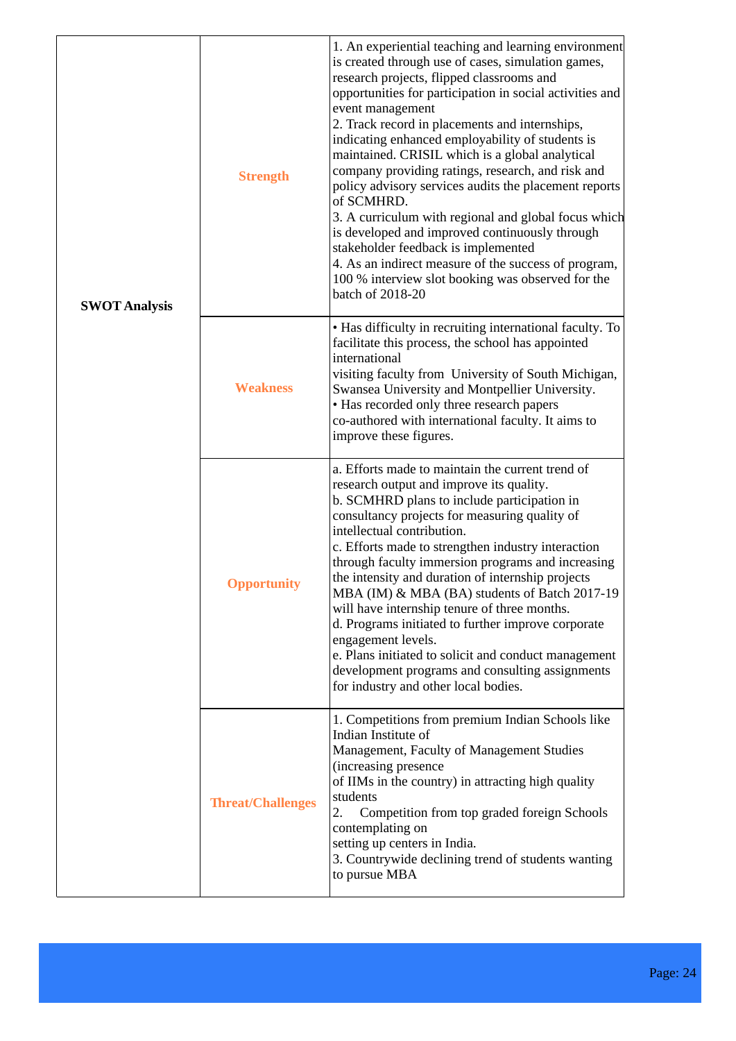| | | |
|---|---|---|
| **SWOT Analysis** | **Strength** | 1. An experiential teaching and learning environment is created through use of cases, simulation games, research projects, flipped classrooms and opportunities for participation in social activities and event management<br>2. Track record in placements and internships, indicating enhanced employability of students is maintained. CRISIL which is a global analytical company providing ratings, research, and risk and policy advisory services audits the placement reports of SCMHRD.<br>3. A curriculum with regional and global focus which is developed and improved continuously through stakeholder feedback is implemented<br>4. As an indirect measure of the success of program, 100 % interview slot booking was observed for the batch of 2018-20 |
| | **Weakness** | • Has difficulty in recruiting international faculty. To facilitate this process, the school has appointed international visiting faculty from University of South Michigan, Swansea University and Montpellier University.<br>• Has recorded only three research papers co-authored with international faculty. It aims to improve these figures. |
| | **Opportunity** | a. Efforts made to maintain the current trend of research output and improve its quality.<br>b. SCMHRD plans to include participation in consultancy projects for measuring quality of intellectual contribution.<br>c. Efforts made to strengthen industry interaction through faculty immersion programs and increasing the intensity and duration of internship projects MBA (IM) & MBA (BA) students of Batch 2017-19 will have internship tenure of three months.<br>d. Programs initiated to further improve corporate engagement levels.<br>e. Plans initiated to solicit and conduct management development programs and consulting assignments for industry and other local bodies. |
| | **Threat/Challenges** | 1. Competitions from premium Indian Schools like Indian Institute of Management, Faculty of Management Studies (increasing presence of IIMs in the country) in attracting high quality students<br>2. Competition from top graded foreign Schools contemplating on setting up centers in India.<br>3. Countrywide declining trend of students wanting to pursue MBA |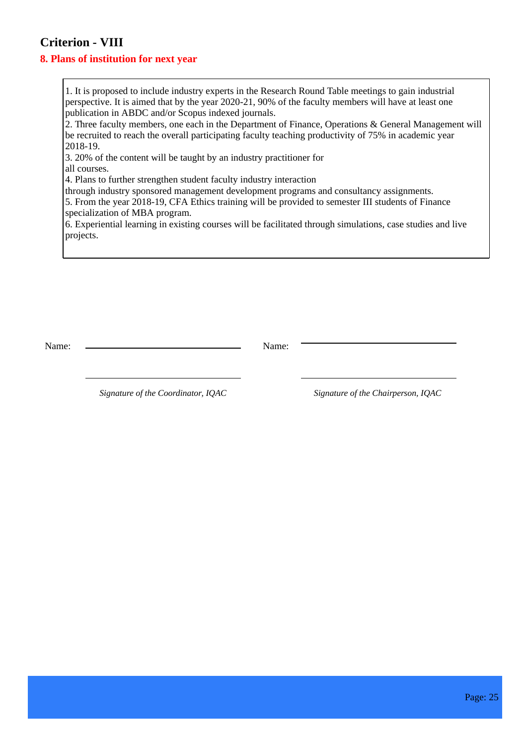## Criterion - VIII

### 8. Plans of institution for next year

1. It is proposed to include industry experts in the Research Round Table meetings to gain industrial perspective. It is aimed that by the year 2020-21, 90% of the faculty members will have at least one publication in ABDC and/or Scopus indexed journals.
2. Three faculty members, one each in the Department of Finance, Operations & General Management will be recruited to reach the overall participating faculty teaching productivity of 75% in academic year 2018-19.
3. 20% of the content will be taught by an industry practitioner for all courses.
4. Plans to further strengthen student faculty industry interaction through industry sponsored management development programs and consultancy assignments.
5. From the year 2018-19, CFA Ethics training will be provided to semester III students of Finance specialization of MBA program.
6. Experiential learning in existing courses will be facilitated through simulations, case studies and live projects.

Name: ______________________________ Name: ______________________________

______________________________ ______________________________

*Signature of the Coordinator, IQAC* *Signature of the Chairperson, IQAC*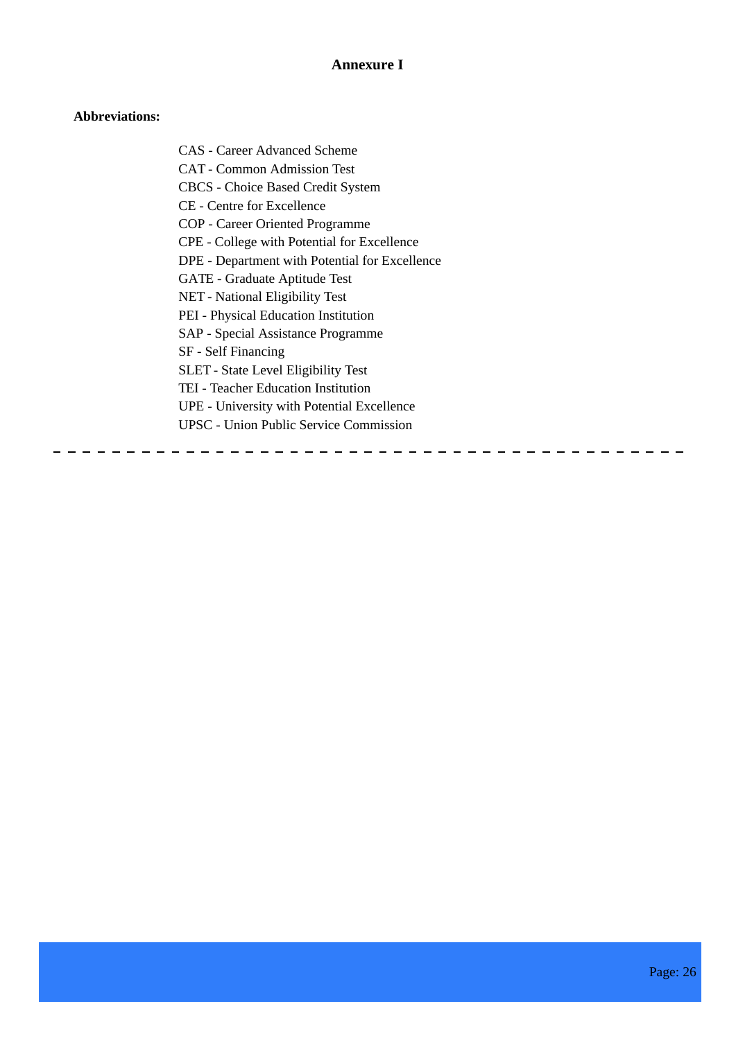# Annexure I

**Abbreviations:**

CAS - Career Advanced Scheme
CAT - Common Admission Test
CBCS - Choice Based Credit System
CE - Centre for Excellence
COP - Career Oriented Programme
CPE - College with Potential for Excellence
DPE - Department with Potential for Excellence
GATE - Graduate Aptitude Test
NET - National Eligibility Test
PEI - Physical Education Institution
SAP - Special Assistance Programme
SF - Self Financing
SLET - State Level Eligibility Test
TEI - Teacher Education Institution
UPE - University with Potential Excellence
UPSC - Union Public Service Commission